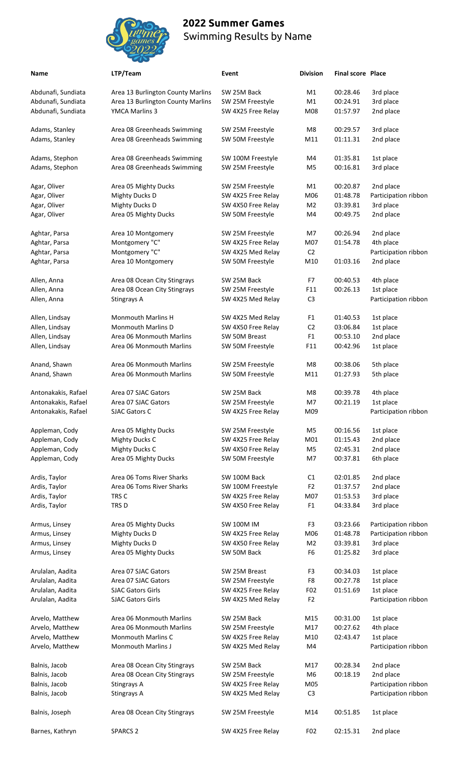# 2022 Summer Games

Swimming Results by Name

| Name | LTP/Team | Event | Division | Final score | Place |
|---|---|---|---|---|---|
| Abdunafi, Sundiata | Area 13 Burlington County Marlins | SW 25M Back | M1 | 00:28.46 | 3rd place |
| Abdunafi, Sundiata | Area 13 Burlington County Marlins | SW 25M Freestyle | M1 | 00:24.91 | 3rd place |
| Abdunafi, Sundiata | YMCA Marlins 3 | SW 4X25 Free Relay | M08 | 01:57.97 | 2nd place |
| Adams, Stanley | Area 08 Greenheads Swimming | SW 25M Freestyle | M8 | 00:29.57 | 3rd place |
| Adams, Stanley | Area 08 Greenheads Swimming | SW 50M Freestyle | M11 | 01:11.31 | 2nd place |
| Adams, Stephon | Area 08 Greenheads Swimming | SW 100M Freestyle | M4 | 01:35.81 | 1st place |
| Adams, Stephon | Area 08 Greenheads Swimming | SW 25M Freestyle | M5 | 00:16.81 | 3rd place |
| Agar, Oliver | Area 05 Mighty Ducks | SW 25M Freestyle | M1 | 00:20.87 | 2nd place |
| Agar, Oliver | Mighty Ducks D | SW 4X25 Free Relay | M06 | 01:48.78 | Participation ribbon |
| Agar, Oliver | Mighty Ducks D | SW 4X50 Free Relay | M2 | 03:39.81 | 3rd place |
| Agar, Oliver | Area 05 Mighty Ducks | SW 50M Freestyle | M4 | 00:49.75 | 2nd place |
| Aghtar, Parsa | Area 10 Montgomery | SW 25M Freestyle | M7 | 00:26.94 | 2nd place |
| Aghtar, Parsa | Montgomery "C" | SW 4X25 Free Relay | M07 | 01:54.78 | 4th place |
| Aghtar, Parsa | Montgomery "C" | SW 4X25 Med Relay | C2 | | Participation ribbon |
| Aghtar, Parsa | Area 10 Montgomery | SW 50M Freestyle | M10 | 01:03.16 | 2nd place |
| Allen, Anna | Area 08 Ocean City Stingrays | SW 25M Back | F7 | 00:40.53 | 4th place |
| Allen, Anna | Area 08 Ocean City Stingrays | SW 25M Freestyle | F11 | 00:26.13 | 1st place |
| Allen, Anna | Stingrays A | SW 4X25 Med Relay | C3 | | Participation ribbon |
| Allen, Lindsay | Monmouth Marlins H | SW 4X25 Med Relay | F1 | 01:40.53 | 1st place |
| Allen, Lindsay | Monmouth Marlins D | SW 4X50 Free Relay | C2 | 03:06.84 | 1st place |
| Allen, Lindsay | Area 06 Monmouth Marlins | SW 50M Breast | F1 | 00:53.10 | 2nd place |
| Allen, Lindsay | Area 06 Monmouth Marlins | SW 50M Freestyle | F11 | 00:42.96 | 1st place |
| Anand, Shawn | Area 06 Monmouth Marlins | SW 25M Freestyle | M8 | 00:38.06 | 5th place |
| Anand, Shawn | Area 06 Monmouth Marlins | SW 50M Freestyle | M11 | 01:27.93 | 5th place |
| Antonakakis, Rafael | Area 07 SJAC Gators | SW 25M Back | M8 | 00:39.78 | 4th place |
| Antonakakis, Rafael | Area 07 SJAC Gators | SW 25M Freestyle | M7 | 00:21.19 | 1st place |
| Antonakakis, Rafael | SJAC Gators C | SW 4X25 Free Relay | M09 | | Participation ribbon |
| Appleman, Cody | Area 05 Mighty Ducks | SW 25M Freestyle | M5 | 00:16.56 | 1st place |
| Appleman, Cody | Mighty Ducks C | SW 4X25 Free Relay | M01 | 01:15.43 | 2nd place |
| Appleman, Cody | Mighty Ducks C | SW 4X50 Free Relay | M5 | 02:45.31 | 2nd place |
| Appleman, Cody | Area 05 Mighty Ducks | SW 50M Freestyle | M7 | 00:37.81 | 6th place |
| Ardis, Taylor | Area 06 Toms River Sharks | SW 100M Back | C1 | 02:01.85 | 2nd place |
| Ardis, Taylor | Area 06 Toms River Sharks | SW 100M Freestyle | F2 | 01:37.57 | 2nd place |
| Ardis, Taylor | TRS C | SW 4X25 Free Relay | M07 | 01:53.53 | 3rd place |
| Ardis, Taylor | TRS D | SW 4X50 Free Relay | F1 | 04:33.84 | 3rd place |
| Armus, Linsey | Area 05 Mighty Ducks | SW 100M IM | F3 | 03:23.66 | Participation ribbon |
| Armus, Linsey | Mighty Ducks D | SW 4X25 Free Relay | M06 | 01:48.78 | Participation ribbon |
| Armus, Linsey | Mighty Ducks D | SW 4X50 Free Relay | M2 | 03:39.81 | 3rd place |
| Armus, Linsey | Area 05 Mighty Ducks | SW 50M Back | F6 | 01:25.82 | 3rd place |
| Arulalan, Aadita | Area 07 SJAC Gators | SW 25M Breast | F3 | 00:34.03 | 1st place |
| Arulalan, Aadita | Area 07 SJAC Gators | SW 25M Freestyle | F8 | 00:27.78 | 1st place |
| Arulalan, Aadita | SJAC Gators Girls | SW 4X25 Free Relay | F02 | 01:51.69 | 1st place |
| Arulalan, Aadita | SJAC Gators Girls | SW 4X25 Med Relay | F2 | | Participation ribbon |
| Arvelo, Matthew | Area 06 Monmouth Marlins | SW 25M Back | M15 | 00:31.00 | 1st place |
| Arvelo, Matthew | Area 06 Monmouth Marlins | SW 25M Freestyle | M17 | 00:27.62 | 4th place |
| Arvelo, Matthew | Monmouth Marlins C | SW 4X25 Free Relay | M10 | 02:43.47 | 1st place |
| Arvelo, Matthew | Monmouth Marlins J | SW 4X25 Med Relay | M4 | | Participation ribbon |
| Balnis, Jacob | Area 08 Ocean City Stingrays | SW 25M Back | M17 | 00:28.34 | 2nd place |
| Balnis, Jacob | Area 08 Ocean City Stingrays | SW 25M Freestyle | M6 | 00:18.19 | 2nd place |
| Balnis, Jacob | Stingrays A | SW 4X25 Free Relay | M05 | | Participation ribbon |
| Balnis, Jacob | Stingrays A | SW 4X25 Med Relay | C3 | | Participation ribbon |
| Balnis, Joseph | Area 08 Ocean City Stingrays | SW 25M Freestyle | M14 | 00:51.85 | 1st place |
| Barnes, Kathryn | SPARCS 2 | SW 4X25 Free Relay | F02 | 02:15.31 | 2nd place |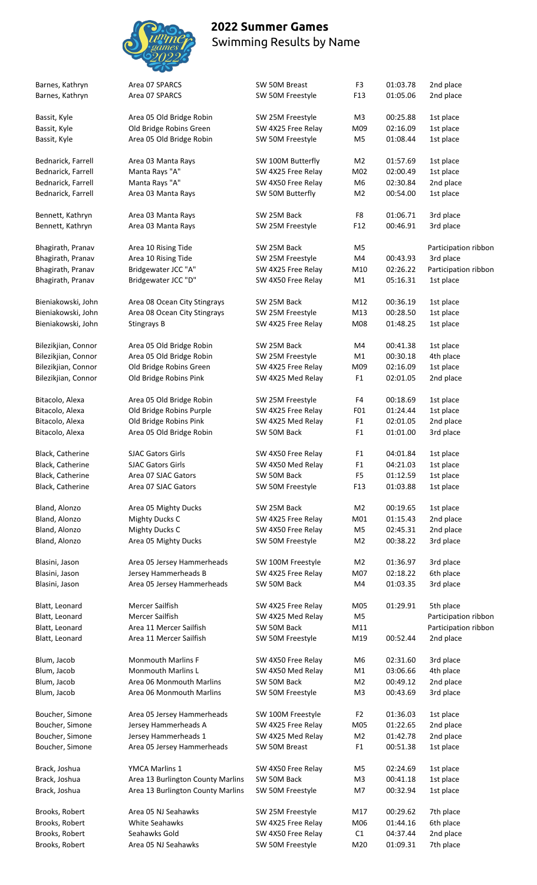# 2022 Summer Games

Swimming Results by Name

| | | | | | |
|---|---|---|---|---|---|
| Barnes, Kathryn | Area 07 SPARCS | SW 50M Breast | F3 | 01:03.78 | 2nd place |
| Barnes, Kathryn | Area 07 SPARCS | SW 50M Freestyle | F13 | 01:05.06 | 2nd place |
| Bassit, Kyle | Area 05 Old Bridge Robin | SW 25M Freestyle | M3 | 00:25.88 | 1st place |
| Bassit, Kyle | Old Bridge Robins Green | SW 4X25 Free Relay | M09 | 02:16.09 | 1st place |
| Bassit, Kyle | Area 05 Old Bridge Robin | SW 50M Freestyle | M5 | 01:08.44 | 1st place |
| Bednarick, Farrell | Area 03 Manta Rays | SW 100M Butterfly | M2 | 01:57.69 | 1st place |
| Bednarick, Farrell | Manta Rays "A" | SW 4X25 Free Relay | M02 | 02:00.49 | 1st place |
| Bednarick, Farrell | Manta Rays "A" | SW 4X50 Free Relay | M6 | 02:30.84 | 2nd place |
| Bednarick, Farrell | Area 03 Manta Rays | SW 50M Butterfly | M2 | 00:54.00 | 1st place |
| Bennett, Kathryn | Area 03 Manta Rays | SW 25M Back | F8 | 01:06.71 | 3rd place |
| Bennett, Kathryn | Area 03 Manta Rays | SW 25M Freestyle | F12 | 00:46.91 | 3rd place |
| Bhagirath, Pranav | Area 10 Rising Tide | SW 25M Back | M5 | | Participation ribbon |
| Bhagirath, Pranav | Area 10 Rising Tide | SW 25M Freestyle | M4 | 00:43.93 | 3rd place |
| Bhagirath, Pranav | Bridgewater JCC "A" | SW 4X25 Free Relay | M10 | 02:26.22 | Participation ribbon |
| Bhagirath, Pranav | Bridgewater JCC "D" | SW 4X50 Free Relay | M1 | 05:16.31 | 1st place |
| Bieniakowski, John | Area 08 Ocean City Stingrays | SW 25M Back | M12 | 00:36.19 | 1st place |
| Bieniakowski, John | Area 08 Ocean City Stingrays | SW 25M Freestyle | M13 | 00:28.50 | 1st place |
| Bieniakowski, John | Stingrays B | SW 4X25 Free Relay | M08 | 01:48.25 | 1st place |
| Bilezikjian, Connor | Area 05 Old Bridge Robin | SW 25M Back | M4 | 00:41.38 | 1st place |
| Bilezikjian, Connor | Area 05 Old Bridge Robin | SW 25M Freestyle | M1 | 00:30.18 | 4th place |
| Bilezikjian, Connor | Old Bridge Robins Green | SW 4X25 Free Relay | M09 | 02:16.09 | 1st place |
| Bilezikjian, Connor | Old Bridge Robins Pink | SW 4X25 Med Relay | F1 | 02:01.05 | 2nd place |
| Bitacolo, Alexa | Area 05 Old Bridge Robin | SW 25M Freestyle | F4 | 00:18.69 | 1st place |
| Bitacolo, Alexa | Old Bridge Robins Purple | SW 4X25 Free Relay | F01 | 01:24.44 | 1st place |
| Bitacolo, Alexa | Old Bridge Robins Pink | SW 4X25 Med Relay | F1 | 02:01.05 | 2nd place |
| Bitacolo, Alexa | Area 05 Old Bridge Robin | SW 50M Back | F1 | 01:01.00 | 3rd place |
| Black, Catherine | SJAC Gators Girls | SW 4X50 Free Relay | F1 | 04:01.84 | 1st place |
| Black, Catherine | SJAC Gators Girls | SW 4X50 Med Relay | F1 | 04:21.03 | 1st place |
| Black, Catherine | Area 07 SJAC Gators | SW 50M Back | F5 | 01:12.59 | 1st place |
| Black, Catherine | Area 07 SJAC Gators | SW 50M Freestyle | F13 | 01:03.88 | 1st place |
| Bland, Alonzo | Area 05 Mighty Ducks | SW 25M Back | M2 | 00:19.65 | 1st place |
| Bland, Alonzo | Mighty Ducks C | SW 4X25 Free Relay | M01 | 01:15.43 | 2nd place |
| Bland, Alonzo | Mighty Ducks C | SW 4X50 Free Relay | M5 | 02:45.31 | 2nd place |
| Bland, Alonzo | Area 05 Mighty Ducks | SW 50M Freestyle | M2 | 00:38.22 | 3rd place |
| Blasini, Jason | Area 05 Jersey Hammerheads | SW 100M Freestyle | M2 | 01:36.97 | 3rd place |
| Blasini, Jason | Jersey Hammerheads B | SW 4X25 Free Relay | M07 | 02:18.22 | 6th place |
| Blasini, Jason | Area 05 Jersey Hammerheads | SW 50M Back | M4 | 01:03.35 | 3rd place |
| Blatt, Leonard | Mercer Sailfish | SW 4X25 Free Relay | M05 | 01:29.91 | 5th place |
| Blatt, Leonard | Mercer Sailfish | SW 4X25 Med Relay | M5 | | Participation ribbon |
| Blatt, Leonard | Area 11 Mercer Sailfish | SW 50M Back | M11 | | Participation ribbon |
| Blatt, Leonard | Area 11 Mercer Sailfish | SW 50M Freestyle | M19 | 00:52.44 | 2nd place |
| Blum, Jacob | Monmouth Marlins F | SW 4X50 Free Relay | M6 | 02:31.60 | 3rd place |
| Blum, Jacob | Monmouth Marlins L | SW 4X50 Med Relay | M1 | 03:06.66 | 4th place |
| Blum, Jacob | Area 06 Monmouth Marlins | SW 50M Back | M2 | 00:49.12 | 2nd place |
| Blum, Jacob | Area 06 Monmouth Marlins | SW 50M Freestyle | M3 | 00:43.69 | 3rd place |
| Boucher, Simone | Area 05 Jersey Hammerheads | SW 100M Freestyle | F2 | 01:36.03 | 1st place |
| Boucher, Simone | Jersey Hammerheads A | SW 4X25 Free Relay | M05 | 01:22.65 | 2nd place |
| Boucher, Simone | Jersey Hammerheads 1 | SW 4X25 Med Relay | M2 | 01:42.78 | 2nd place |
| Boucher, Simone | Area 05 Jersey Hammerheads | SW 50M Breast | F1 | 00:51.38 | 1st place |
| Brack, Joshua | YMCA Marlins 1 | SW 4X50 Free Relay | M5 | 02:24.69 | 1st place |
| Brack, Joshua | Area 13 Burlington County Marlins | SW 50M Back | M3 | 00:41.18 | 1st place |
| Brack, Joshua | Area 13 Burlington County Marlins | SW 50M Freestyle | M7 | 00:32.94 | 1st place |
| Brooks, Robert | Area 05 NJ Seahawks | SW 25M Freestyle | M17 | 00:29.62 | 7th place |
| Brooks, Robert | White Seahawks | SW 4X25 Free Relay | M06 | 01:44.16 | 6th place |
| Brooks, Robert | Seahawks Gold | SW 4X50 Free Relay | C1 | 04:37.44 | 2nd place |
| Brooks, Robert | Area 05 NJ Seahawks | SW 50M Freestyle | M20 | 01:09.31 | 7th place |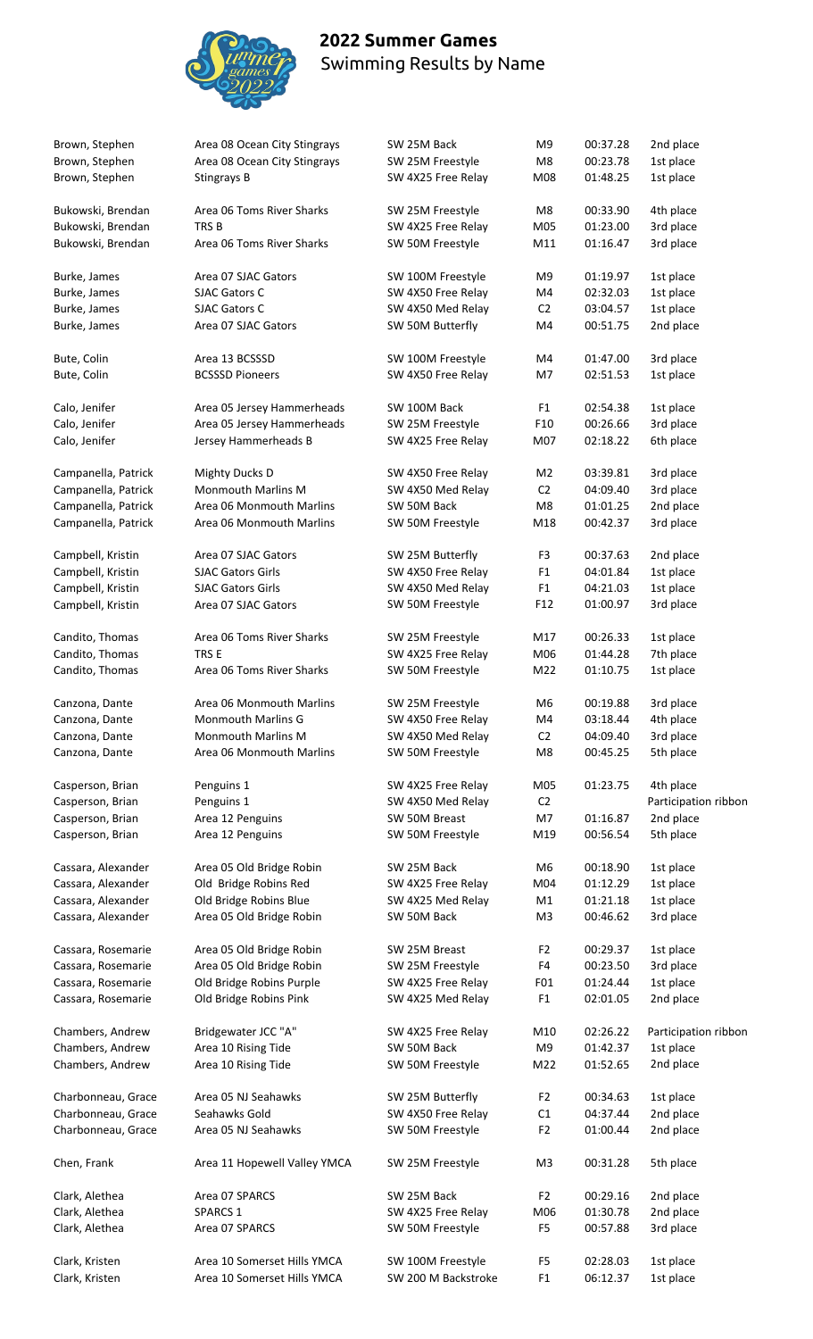## 2022 Summer Games

Swimming Results by Name

| Name | Team | Event | Division | Time | Place |
|---|---|---|---|---|---|
| Brown, Stephen | Area 08 Ocean City Stingrays | SW 25M Back | M9 | 00:37.28 | 2nd place |
| Brown, Stephen | Area 08 Ocean City Stingrays | SW 25M Freestyle | M8 | 00:23.78 | 1st place |
| Brown, Stephen | Stingrays B | SW 4X25 Free Relay | M08 | 01:48.25 | 1st place |
| Bukowski, Brendan | Area 06 Toms River Sharks | SW 25M Freestyle | M8 | 00:33.90 | 4th place |
| Bukowski, Brendan | TRS B | SW 4X25 Free Relay | M05 | 01:23.00 | 3rd place |
| Bukowski, Brendan | Area 06 Toms River Sharks | SW 50M Freestyle | M11 | 01:16.47 | 3rd place |
| Burke, James | Area 07 SJAC Gators | SW 100M Freestyle | M9 | 01:19.97 | 1st place |
| Burke, James | SJAC Gators C | SW 4X50 Free Relay | M4 | 02:32.03 | 1st place |
| Burke, James | SJAC Gators C | SW 4X50 Med Relay | C2 | 03:04.57 | 1st place |
| Burke, James | Area 07 SJAC Gators | SW 50M Butterfly | M4 | 00:51.75 | 2nd place |
| Bute, Colin | Area 13 BCSSSD | SW 100M Freestyle | M4 | 01:47.00 | 3rd place |
| Bute, Colin | BCSSSD Pioneers | SW 4X50 Free Relay | M7 | 02:51.53 | 1st place |
| Calo, Jenifer | Area 05 Jersey Hammerheads | SW 100M Back | F1 | 02:54.38 | 1st place |
| Calo, Jenifer | Area 05 Jersey Hammerheads | SW 25M Freestyle | F10 | 00:26.66 | 3rd place |
| Calo, Jenifer | Jersey Hammerheads B | SW 4X25 Free Relay | M07 | 02:18.22 | 6th place |
| Campanella, Patrick | Mighty Ducks D | SW 4X50 Free Relay | M2 | 03:39.81 | 3rd place |
| Campanella, Patrick | Monmouth Marlins M | SW 4X50 Med Relay | C2 | 04:09.40 | 3rd place |
| Campanella, Patrick | Area 06 Monmouth Marlins | SW 50M Back | M8 | 01:01.25 | 2nd place |
| Campanella, Patrick | Area 06 Monmouth Marlins | SW 50M Freestyle | M18 | 00:42.37 | 3rd place |
| Campbell, Kristin | Area 07 SJAC Gators | SW 25M Butterfly | F3 | 00:37.63 | 2nd place |
| Campbell, Kristin | SJAC Gators Girls | SW 4X50 Free Relay | F1 | 04:01.84 | 1st place |
| Campbell, Kristin | SJAC Gators Girls | SW 4X50 Med Relay | F1 | 04:21.03 | 1st place |
| Campbell, Kristin | Area 07 SJAC Gators | SW 50M Freestyle | F12 | 01:00.97 | 3rd place |
| Candito, Thomas | Area 06 Toms River Sharks | SW 25M Freestyle | M17 | 00:26.33 | 1st place |
| Candito, Thomas | TRS E | SW 4X25 Free Relay | M06 | 01:44.28 | 7th place |
| Candito, Thomas | Area 06 Toms River Sharks | SW 50M Freestyle | M22 | 01:10.75 | 1st place |
| Canzona, Dante | Area 06 Monmouth Marlins | SW 25M Freestyle | M6 | 00:19.88 | 3rd place |
| Canzona, Dante | Monmouth Marlins G | SW 4X50 Free Relay | M4 | 03:18.44 | 4th place |
| Canzona, Dante | Monmouth Marlins M | SW 4X50 Med Relay | C2 | 04:09.40 | 3rd place |
| Canzona, Dante | Area 06 Monmouth Marlins | SW 50M Freestyle | M8 | 00:45.25 | 5th place |
| Casperson, Brian | Penguins 1 | SW 4X25 Free Relay | M05 | 01:23.75 | 4th place |
| Casperson, Brian | Penguins 1 | SW 4X50 Med Relay | C2 | | Participation ribbon |
| Casperson, Brian | Area 12 Penguins | SW 50M Breast | M7 | 01:16.87 | 2nd place |
| Casperson, Brian | Area 12 Penguins | SW 50M Freestyle | M19 | 00:56.54 | 5th place |
| Cassara, Alexander | Area 05 Old Bridge Robin | SW 25M Back | M6 | 00:18.90 | 1st place |
| Cassara, Alexander | Old Bridge Robins Red | SW 4X25 Free Relay | M04 | 01:12.29 | 1st place |
| Cassara, Alexander | Old Bridge Robins Blue | SW 4X25 Med Relay | M1 | 01:21.18 | 1st place |
| Cassara, Alexander | Area 05 Old Bridge Robin | SW 50M Back | M3 | 00:46.62 | 3rd place |
| Cassara, Rosemarie | Area 05 Old Bridge Robin | SW 25M Breast | F2 | 00:29.37 | 1st place |
| Cassara, Rosemarie | Area 05 Old Bridge Robin | SW 25M Freestyle | F4 | 00:23.50 | 3rd place |
| Cassara, Rosemarie | Old Bridge Robins Purple | SW 4X25 Free Relay | F01 | 01:24.44 | 1st place |
| Cassara, Rosemarie | Old Bridge Robins Pink | SW 4X25 Med Relay | F1 | 02:01.05 | 2nd place |
| Chambers, Andrew | Bridgewater JCC "A" | SW 4X25 Free Relay | M10 | 02:26.22 | Participation ribbon |
| Chambers, Andrew | Area 10 Rising Tide | SW 50M Back | M9 | 01:42.37 | 1st place |
| Chambers, Andrew | Area 10 Rising Tide | SW 50M Freestyle | M22 | 01:52.65 | 2nd place |
| Charbonneau, Grace | Area 05 NJ Seahawks | SW 25M Butterfly | F2 | 00:34.63 | 1st place |
| Charbonneau, Grace | Seahawks Gold | SW 4X50 Free Relay | C1 | 04:37.44 | 2nd place |
| Charbonneau, Grace | Area 05 NJ Seahawks | SW 50M Freestyle | F2 | 01:00.44 | 2nd place |
| Chen, Frank | Area 11 Hopewell Valley YMCA | SW 25M Freestyle | M3 | 00:31.28 | 5th place |
| Clark, Alethea | Area 07 SPARCS | SW 25M Back | F2 | 00:29.16 | 2nd place |
| Clark, Alethea | SPARCS 1 | SW 4X25 Free Relay | M06 | 01:30.78 | 2nd place |
| Clark, Alethea | Area 07 SPARCS | SW 50M Freestyle | F5 | 00:57.88 | 3rd place |
| Clark, Kristen | Area 10 Somerset Hills YMCA | SW 100M Freestyle | F5 | 02:28.03 | 1st place |
| Clark, Kristen | Area 10 Somerset Hills YMCA | SW 200 M Backstroke | F1 | 06:12.37 | 1st place |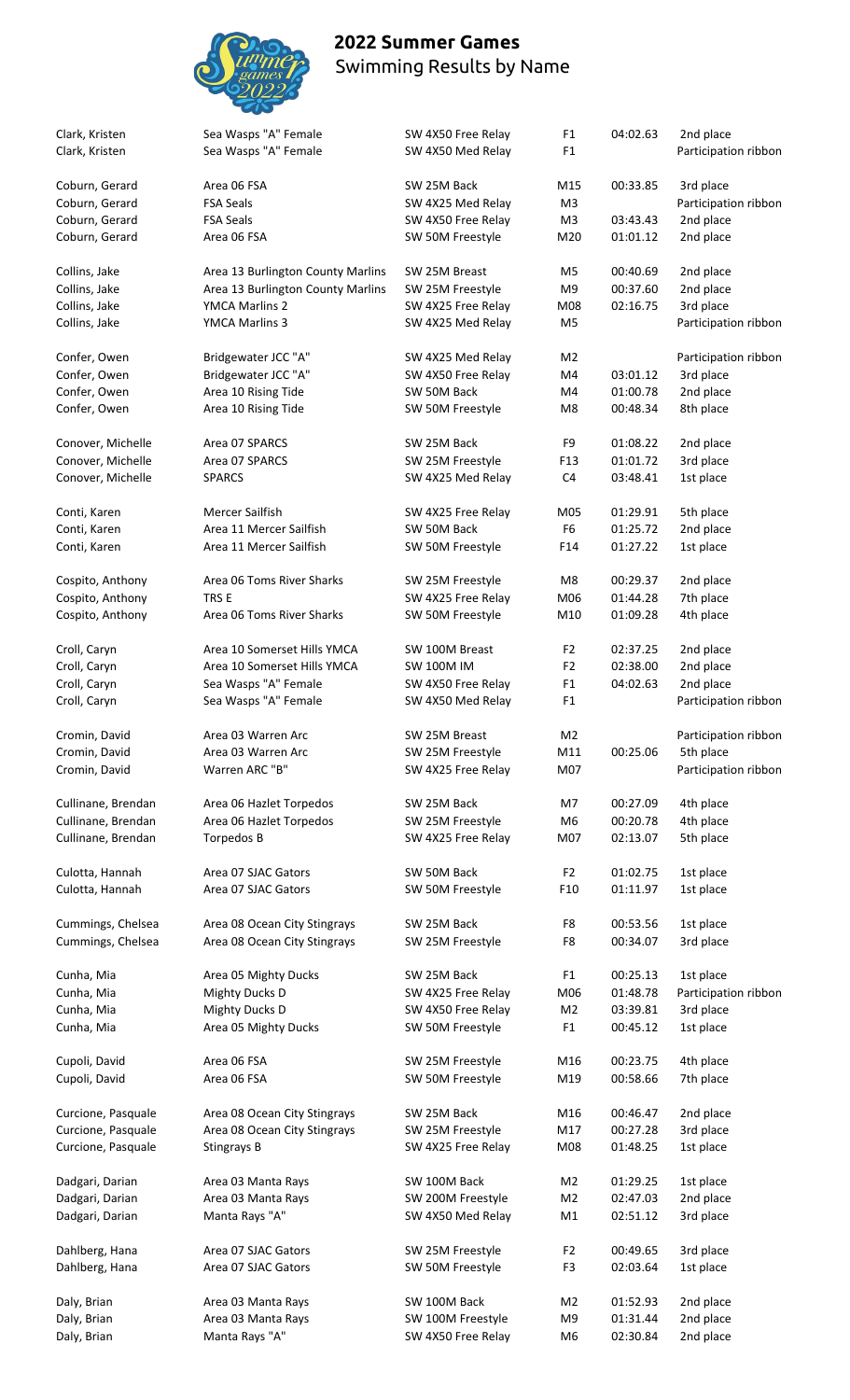# 2022 Summer Games
Swimming Results by Name

| Name | Team | Event | Division | Time | Place |
|---|---|---|---|---|---|
| Clark, Kristen | Sea Wasps "A" Female | SW 4X50 Free Relay | F1 | 04:02.63 | 2nd place |
| Clark, Kristen | Sea Wasps "A" Female | SW 4X50 Med Relay | F1 | | Participation ribbon |
| Coburn, Gerard | Area 06 FSA | SW 25M Back | M15 | 00:33.85 | 3rd place |
| Coburn, Gerard | FSA Seals | SW 4X25 Med Relay | M3 | | Participation ribbon |
| Coburn, Gerard | FSA Seals | SW 4X50 Free Relay | M3 | 03:43.43 | 2nd place |
| Coburn, Gerard | Area 06 FSA | SW 50M Freestyle | M20 | 01:01.12 | 2nd place |
| Collins, Jake | Area 13 Burlington County Marlins | SW 25M Breast | M5 | 00:40.69 | 2nd place |
| Collins, Jake | Area 13 Burlington County Marlins | SW 25M Freestyle | M9 | 00:37.60 | 2nd place |
| Collins, Jake | YMCA Marlins 2 | SW 4X25 Free Relay | M08 | 02:16.75 | 3rd place |
| Collins, Jake | YMCA Marlins 3 | SW 4X25 Med Relay | M5 | | Participation ribbon |
| Confer, Owen | Bridgewater JCC "A" | SW 4X25 Med Relay | M2 | | Participation ribbon |
| Confer, Owen | Bridgewater JCC "A" | SW 4X50 Free Relay | M4 | 03:01.12 | 3rd place |
| Confer, Owen | Area 10 Rising Tide | SW 50M Back | M4 | 01:00.78 | 2nd place |
| Confer, Owen | Area 10 Rising Tide | SW 50M Freestyle | M8 | 00:48.34 | 8th place |
| Conover, Michelle | Area 07 SPARCS | SW 25M Back | F9 | 01:08.22 | 2nd place |
| Conover, Michelle | Area 07 SPARCS | SW 25M Freestyle | F13 | 01:01.72 | 3rd place |
| Conover, Michelle | SPARCS | SW 4X25 Med Relay | C4 | 03:48.41 | 1st place |
| Conti, Karen | Mercer Sailfish | SW 4X25 Free Relay | M05 | 01:29.91 | 5th place |
| Conti, Karen | Area 11 Mercer Sailfish | SW 50M Back | F6 | 01:25.72 | 2nd place |
| Conti, Karen | Area 11 Mercer Sailfish | SW 50M Freestyle | F14 | 01:27.22 | 1st place |
| Cospito, Anthony | Area 06 Toms River Sharks | SW 25M Freestyle | M8 | 00:29.37 | 2nd place |
| Cospito, Anthony | TRS E | SW 4X25 Free Relay | M06 | 01:44.28 | 7th place |
| Cospito, Anthony | Area 06 Toms River Sharks | SW 50M Freestyle | M10 | 01:09.28 | 4th place |
| Croll, Caryn | Area 10 Somerset Hills YMCA | SW 100M Breast | F2 | 02:37.25 | 2nd place |
| Croll, Caryn | Area 10 Somerset Hills YMCA | SW 100M IM | F2 | 02:38.00 | 2nd place |
| Croll, Caryn | Sea Wasps "A" Female | SW 4X50 Free Relay | F1 | 04:02.63 | 2nd place |
| Croll, Caryn | Sea Wasps "A" Female | SW 4X50 Med Relay | F1 | | Participation ribbon |
| Cromin, David | Area 03 Warren Arc | SW 25M Breast | M2 | | Participation ribbon |
| Cromin, David | Area 03 Warren Arc | SW 25M Freestyle | M11 | 00:25.06 | 5th place |
| Cromin, David | Warren ARC "B" | SW 4X25 Free Relay | M07 | | Participation ribbon |
| Cullinane, Brendan | Area 06 Hazlet Torpedos | SW 25M Back | M7 | 00:27.09 | 4th place |
| Cullinane, Brendan | Area 06 Hazlet Torpedos | SW 25M Freestyle | M6 | 00:20.78 | 4th place |
| Cullinane, Brendan | Torpedos B | SW 4X25 Free Relay | M07 | 02:13.07 | 5th place |
| Culotta, Hannah | Area 07 SJAC Gators | SW 50M Back | F2 | 01:02.75 | 1st place |
| Culotta, Hannah | Area 07 SJAC Gators | SW 50M Freestyle | F10 | 01:11.97 | 1st place |
| Cummings, Chelsea | Area 08 Ocean City Stingrays | SW 25M Back | F8 | 00:53.56 | 1st place |
| Cummings, Chelsea | Area 08 Ocean City Stingrays | SW 25M Freestyle | F8 | 00:34.07 | 3rd place |
| Cunha, Mia | Area 05 Mighty Ducks | SW 25M Back | F1 | 00:25.13 | 1st place |
| Cunha, Mia | Mighty Ducks D | SW 4X25 Free Relay | M06 | 01:48.78 | Participation ribbon |
| Cunha, Mia | Mighty Ducks D | SW 4X50 Free Relay | M2 | 03:39.81 | 3rd place |
| Cunha, Mia | Area 05 Mighty Ducks | SW 50M Freestyle | F1 | 00:45.12 | 1st place |
| Cupoli, David | Area 06 FSA | SW 25M Freestyle | M16 | 00:23.75 | 4th place |
| Cupoli, David | Area 06 FSA | SW 50M Freestyle | M19 | 00:58.66 | 7th place |
| Curcione, Pasquale | Area 08 Ocean City Stingrays | SW 25M Back | M16 | 00:46.47 | 2nd place |
| Curcione, Pasquale | Area 08 Ocean City Stingrays | SW 25M Freestyle | M17 | 00:27.28 | 3rd place |
| Curcione, Pasquale | Stingrays B | SW 4X25 Free Relay | M08 | 01:48.25 | 1st place |
| Dadgari, Darian | Area 03 Manta Rays | SW 100M Back | M2 | 01:29.25 | 1st place |
| Dadgari, Darian | Area 03 Manta Rays | SW 200M Freestyle | M2 | 02:47.03 | 2nd place |
| Dadgari, Darian | Manta Rays "A" | SW 4X50 Med Relay | M1 | 02:51.12 | 3rd place |
| Dahlberg, Hana | Area 07 SJAC Gators | SW 25M Freestyle | F2 | 00:49.65 | 3rd place |
| Dahlberg, Hana | Area 07 SJAC Gators | SW 50M Freestyle | F3 | 02:03.64 | 1st place |
| Daly, Brian | Area 03 Manta Rays | SW 100M Back | M2 | 01:52.93 | 2nd place |
| Daly, Brian | Area 03 Manta Rays | SW 100M Freestyle | M9 | 01:31.44 | 2nd place |
| Daly, Brian | Manta Rays "A" | SW 4X50 Free Relay | M6 | 02:30.84 | 2nd place |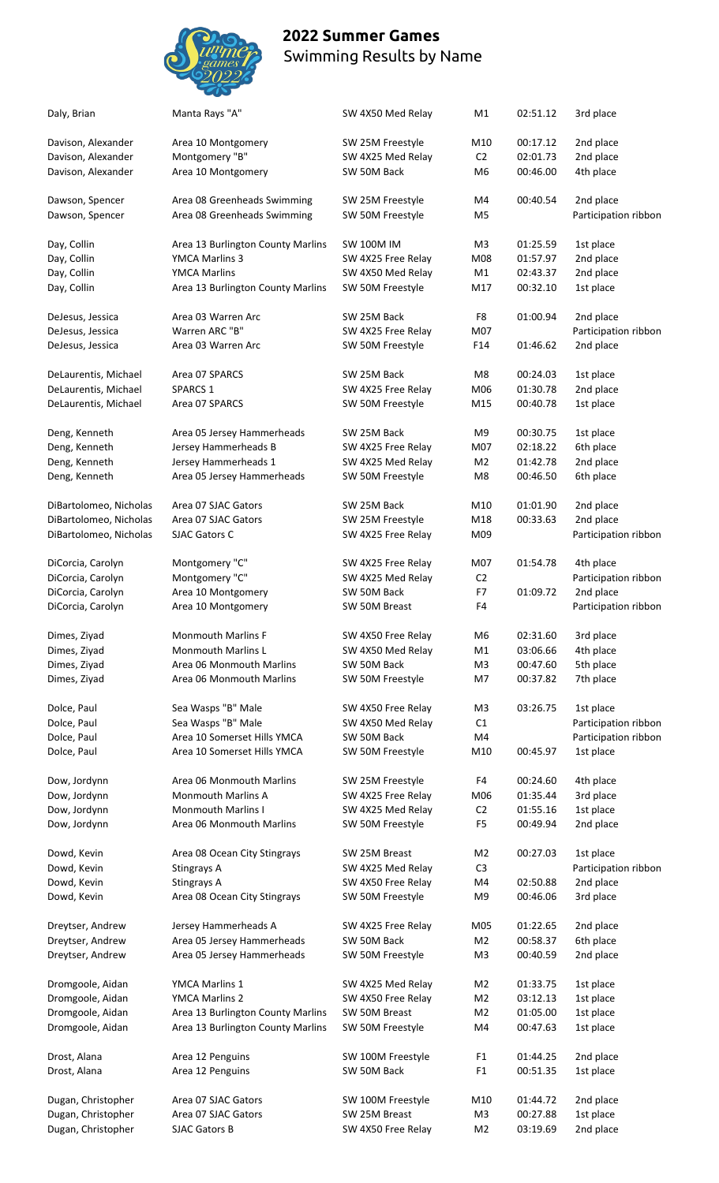# 2022 Summer Games

Swimming Results by Name

| Name | Team | Event | Heat | Time | Place |
|---|---|---|---|---|---|
| Daly, Brian | Manta Rays "A" | SW 4X50 Med Relay | M1 | 02:51.12 | 3rd place |
| Davison, Alexander | Area 10 Montgomery | SW 25M Freestyle | M10 | 00:17.12 | 2nd place |
| Davison, Alexander | Montgomery "B" | SW 4X25 Med Relay | C2 | 02:01.73 | 2nd place |
| Davison, Alexander | Area 10 Montgomery | SW 50M Back | M6 | 00:46.00 | 4th place |
| Dawson, Spencer | Area 08 Greenheads Swimming | SW 25M Freestyle | M4 | 00:40.54 | 2nd place |
| Dawson, Spencer | Area 08 Greenheads Swimming | SW 50M Freestyle | M5 | | Participation ribbon |
| Day, Collin | Area 13 Burlington County Marlins | SW 100M IM | M3 | 01:25.59 | 1st place |
| Day, Collin | YMCA Marlins 3 | SW 4X25 Free Relay | M08 | 01:57.97 | 2nd place |
| Day, Collin | YMCA Marlins | SW 4X50 Med Relay | M1 | 02:43.37 | 2nd place |
| Day, Collin | Area 13 Burlington County Marlins | SW 50M Freestyle | M17 | 00:32.10 | 1st place |
| DeJesus, Jessica | Area 03 Warren Arc | SW 25M Back | F8 | 01:00.94 | 2nd place |
| DeJesus, Jessica | Warren ARC "B" | SW 4X25 Free Relay | M07 | | Participation ribbon |
| DeJesus, Jessica | Area 03 Warren Arc | SW 50M Freestyle | F14 | 01:46.62 | 2nd place |
| DeLaurentis, Michael | Area 07 SPARCS | SW 25M Back | M8 | 00:24.03 | 1st place |
| DeLaurentis, Michael | SPARCS 1 | SW 4X25 Free Relay | M06 | 01:30.78 | 2nd place |
| DeLaurentis, Michael | Area 07 SPARCS | SW 50M Freestyle | M15 | 00:40.78 | 1st place |
| Deng, Kenneth | Area 05 Jersey Hammerheads | SW 25M Back | M9 | 00:30.75 | 1st place |
| Deng, Kenneth | Jersey Hammerheads B | SW 4X25 Free Relay | M07 | 02:18.22 | 6th place |
| Deng, Kenneth | Jersey Hammerheads 1 | SW 4X25 Med Relay | M2 | 01:42.78 | 2nd place |
| Deng, Kenneth | Area 05 Jersey Hammerheads | SW 50M Freestyle | M8 | 00:46.50 | 6th place |
| DiBartolomeo, Nicholas | Area 07 SJAC Gators | SW 25M Back | M10 | 01:01.90 | 2nd place |
| DiBartolomeo, Nicholas | Area 07 SJAC Gators | SW 25M Freestyle | M18 | 00:33.63 | 2nd place |
| DiBartolomeo, Nicholas | SJAC Gators C | SW 4X25 Free Relay | M09 | | Participation ribbon |
| DiCorcia, Carolyn | Montgomery "C" | SW 4X25 Free Relay | M07 | 01:54.78 | 4th place |
| DiCorcia, Carolyn | Montgomery "C" | SW 4X25 Med Relay | C2 | | Participation ribbon |
| DiCorcia, Carolyn | Area 10 Montgomery | SW 50M Back | F7 | 01:09.72 | 2nd place |
| DiCorcia, Carolyn | Area 10 Montgomery | SW 50M Breast | F4 | | Participation ribbon |
| Dimes, Ziyad | Monmouth Marlins F | SW 4X50 Free Relay | M6 | 02:31.60 | 3rd place |
| Dimes, Ziyad | Monmouth Marlins L | SW 4X50 Med Relay | M1 | 03:06.66 | 4th place |
| Dimes, Ziyad | Area 06 Monmouth Marlins | SW 50M Back | M3 | 00:47.60 | 5th place |
| Dimes, Ziyad | Area 06 Monmouth Marlins | SW 50M Freestyle | M7 | 00:37.82 | 7th place |
| Dolce, Paul | Sea Wasps "B" Male | SW 4X50 Free Relay | M3 | 03:26.75 | 1st place |
| Dolce, Paul | Sea Wasps "B" Male | SW 4X50 Med Relay | C1 | | Participation ribbon |
| Dolce, Paul | Area 10 Somerset Hills YMCA | SW 50M Back | M4 | | Participation ribbon |
| Dolce, Paul | Area 10 Somerset Hills YMCA | SW 50M Freestyle | M10 | 00:45.97 | 1st place |
| Dow, Jordynn | Area 06 Monmouth Marlins | SW 25M Freestyle | F4 | 00:24.60 | 4th place |
| Dow, Jordynn | Monmouth Marlins A | SW 4X25 Free Relay | M06 | 01:35.44 | 3rd place |
| Dow, Jordynn | Monmouth Marlins I | SW 4X25 Med Relay | C2 | 01:55.16 | 1st place |
| Dow, Jordynn | Area 06 Monmouth Marlins | SW 50M Freestyle | F5 | 00:49.94 | 2nd place |
| Dowd, Kevin | Area 08 Ocean City Stingrays | SW 25M Breast | M2 | 00:27.03 | 1st place |
| Dowd, Kevin | Stingrays A | SW 4X25 Med Relay | C3 | | Participation ribbon |
| Dowd, Kevin | Stingrays A | SW 4X50 Free Relay | M4 | 02:50.88 | 2nd place |
| Dowd, Kevin | Area 08 Ocean City Stingrays | SW 50M Freestyle | M9 | 00:46.06 | 3rd place |
| Dreytser, Andrew | Jersey Hammerheads A | SW 4X25 Free Relay | M05 | 01:22.65 | 2nd place |
| Dreytser, Andrew | Area 05 Jersey Hammerheads | SW 50M Back | M2 | 00:58.37 | 6th place |
| Dreytser, Andrew | Area 05 Jersey Hammerheads | SW 50M Freestyle | M3 | 00:40.59 | 2nd place |
| Dromgoole, Aidan | YMCA Marlins 1 | SW 4X25 Med Relay | M2 | 01:33.75 | 1st place |
| Dromgoole, Aidan | YMCA Marlins 2 | SW 4X50 Free Relay | M2 | 03:12.13 | 1st place |
| Dromgoole, Aidan | Area 13 Burlington County Marlins | SW 50M Breast | M2 | 01:05.00 | 1st place |
| Dromgoole, Aidan | Area 13 Burlington County Marlins | SW 50M Freestyle | M4 | 00:47.63 | 1st place |
| Drost, Alana | Area 12 Penguins | SW 100M Freestyle | F1 | 01:44.25 | 2nd place |
| Drost, Alana | Area 12 Penguins | SW 50M Back | F1 | 00:51.35 | 1st place |
| Dugan, Christopher | Area 07 SJAC Gators | SW 100M Freestyle | M10 | 01:44.72 | 2nd place |
| Dugan, Christopher | Area 07 SJAC Gators | SW 25M Breast | M3 | 00:27.88 | 1st place |
| Dugan, Christopher | SJAC Gators B | SW 4X50 Free Relay | M2 | 03:19.69 | 2nd place |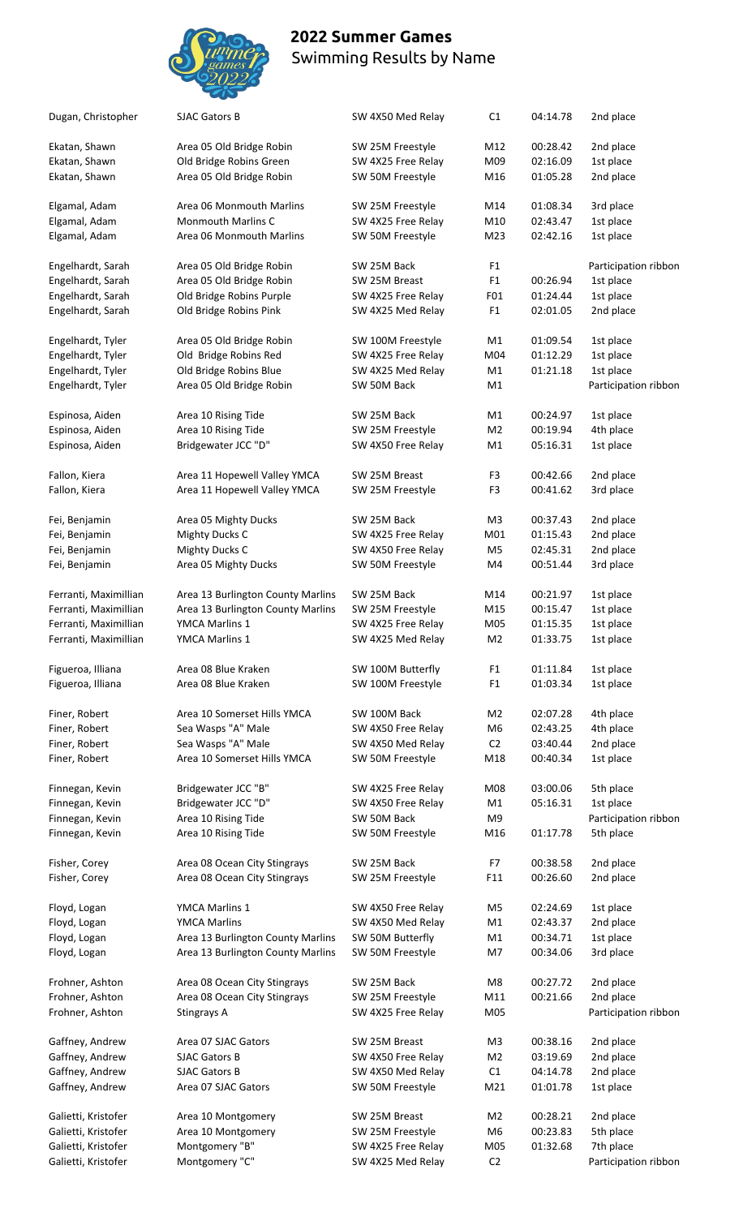## 2022 Summer Games
Swimming Results by Name

| Name | Team | Event | Division | Time | Place |
|---|---|---|---|---|---|
| Dugan, Christopher | SJAC Gators B | SW 4X50 Med Relay | C1 | 04:14.78 | 2nd place |
| Ekatan, Shawn | Area 05 Old Bridge Robin | SW 25M Freestyle | M12 | 00:28.42 | 2nd place |
| Ekatan, Shawn | Old Bridge Robins Green | SW 4X25 Free Relay | M09 | 02:16.09 | 1st place |
| Ekatan, Shawn | Area 05 Old Bridge Robin | SW 50M Freestyle | M16 | 01:05.28 | 2nd place |
| Elgamal, Adam | Area 06 Monmouth Marlins | SW 25M Freestyle | M14 | 01:08.34 | 3rd place |
| Elgamal, Adam | Monmouth Marlins C | SW 4X25 Free Relay | M10 | 02:43.47 | 1st place |
| Elgamal, Adam | Area 06 Monmouth Marlins | SW 50M Freestyle | M23 | 02:42.16 | 1st place |
| Engelhardt, Sarah | Area 05 Old Bridge Robin | SW 25M Back | F1 | | Participation ribbon |
| Engelhardt, Sarah | Area 05 Old Bridge Robin | SW 25M Breast | F1 | 00:26.94 | 1st place |
| Engelhardt, Sarah | Old Bridge Robins Purple | SW 4X25 Free Relay | F01 | 01:24.44 | 1st place |
| Engelhardt, Sarah | Old Bridge Robins Pink | SW 4X25 Med Relay | F1 | 02:01.05 | 2nd place |
| Engelhardt, Tyler | Area 05 Old Bridge Robin | SW 100M Freestyle | M1 | 01:09.54 | 1st place |
| Engelhardt, Tyler | Old Bridge Robins Red | SW 4X25 Free Relay | M04 | 01:12.29 | 1st place |
| Engelhardt, Tyler | Old Bridge Robins Blue | SW 4X25 Med Relay | M1 | 01:21.18 | 1st place |
| Engelhardt, Tyler | Area 05 Old Bridge Robin | SW 50M Back | M1 | | Participation ribbon |
| Espinosa, Aiden | Area 10 Rising Tide | SW 25M Back | M1 | 00:24.97 | 1st place |
| Espinosa, Aiden | Area 10 Rising Tide | SW 25M Freestyle | M2 | 00:19.94 | 4th place |
| Espinosa, Aiden | Bridgewater JCC "D" | SW 4X50 Free Relay | M1 | 05:16.31 | 1st place |
| Fallon, Kiera | Area 11 Hopewell Valley YMCA | SW 25M Breast | F3 | 00:42.66 | 2nd place |
| Fallon, Kiera | Area 11 Hopewell Valley YMCA | SW 25M Freestyle | F3 | 00:41.62 | 3rd place |
| Fei, Benjamin | Area 05 Mighty Ducks | SW 25M Back | M3 | 00:37.43 | 2nd place |
| Fei, Benjamin | Mighty Ducks C | SW 4X25 Free Relay | M01 | 01:15.43 | 2nd place |
| Fei, Benjamin | Mighty Ducks C | SW 4X50 Free Relay | M5 | 02:45.31 | 2nd place |
| Fei, Benjamin | Area 05 Mighty Ducks | SW 50M Freestyle | M4 | 00:51.44 | 3rd place |
| Ferranti, Maximillian | Area 13 Burlington County Marlins | SW 25M Back | M14 | 00:21.97 | 1st place |
| Ferranti, Maximillian | Area 13 Burlington County Marlins | SW 25M Freestyle | M15 | 00:15.47 | 1st place |
| Ferranti, Maximillian | YMCA Marlins 1 | SW 4X25 Free Relay | M05 | 01:15.35 | 1st place |
| Ferranti, Maximillian | YMCA Marlins 1 | SW 4X25 Med Relay | M2 | 01:33.75 | 1st place |
| Figueroa, Illiana | Area 08 Blue Kraken | SW 100M Butterfly | F1 | 01:11.84 | 1st place |
| Figueroa, Illiana | Area 08 Blue Kraken | SW 100M Freestyle | F1 | 01:03.34 | 1st place |
| Finer, Robert | Area 10 Somerset Hills YMCA | SW 100M Back | M2 | 02:07.28 | 4th place |
| Finer, Robert | Sea Wasps "A" Male | SW 4X50 Free Relay | M6 | 02:43.25 | 4th place |
| Finer, Robert | Sea Wasps "A" Male | SW 4X50 Med Relay | C2 | 03:40.44 | 2nd place |
| Finer, Robert | Area 10 Somerset Hills YMCA | SW 50M Freestyle | M18 | 00:40.34 | 1st place |
| Finnegan, Kevin | Bridgewater JCC "B" | SW 4X25 Free Relay | M08 | 03:00.06 | 5th place |
| Finnegan, Kevin | Bridgewater JCC "D" | SW 4X50 Free Relay | M1 | 05:16.31 | 1st place |
| Finnegan, Kevin | Area 10 Rising Tide | SW 50M Back | M9 | | Participation ribbon |
| Finnegan, Kevin | Area 10 Rising Tide | SW 50M Freestyle | M16 | 01:17.78 | 5th place |
| Fisher, Corey | Area 08 Ocean City Stingrays | SW 25M Back | F7 | 00:38.58 | 2nd place |
| Fisher, Corey | Area 08 Ocean City Stingrays | SW 25M Freestyle | F11 | 00:26.60 | 2nd place |
| Floyd, Logan | YMCA Marlins 1 | SW 4X50 Free Relay | M5 | 02:24.69 | 1st place |
| Floyd, Logan | YMCA Marlins | SW 4X50 Med Relay | M1 | 02:43.37 | 2nd place |
| Floyd, Logan | Area 13 Burlington County Marlins | SW 50M Butterfly | M1 | 00:34.71 | 1st place |
| Floyd, Logan | Area 13 Burlington County Marlins | SW 50M Freestyle | M7 | 00:34.06 | 3rd place |
| Frohner, Ashton | Area 08 Ocean City Stingrays | SW 25M Back | M8 | 00:27.72 | 2nd place |
| Frohner, Ashton | Area 08 Ocean City Stingrays | SW 25M Freestyle | M11 | 00:21.66 | 2nd place |
| Frohner, Ashton | Stingrays A | SW 4X25 Free Relay | M05 | | Participation ribbon |
| Gaffney, Andrew | Area 07 SJAC Gators | SW 25M Breast | M3 | 00:38.16 | 2nd place |
| Gaffney, Andrew | SJAC Gators B | SW 4X50 Free Relay | M2 | 03:19.69 | 2nd place |
| Gaffney, Andrew | SJAC Gators B | SW 4X50 Med Relay | C1 | 04:14.78 | 2nd place |
| Gaffney, Andrew | Area 07 SJAC Gators | SW 50M Freestyle | M21 | 01:01.78 | 1st place |
| Galietti, Kristofer | Area 10 Montgomery | SW 25M Breast | M2 | 00:28.21 | 2nd place |
| Galietti, Kristofer | Area 10 Montgomery | SW 25M Freestyle | M6 | 00:23.83 | 5th place |
| Galietti, Kristofer | Montgomery "B" | SW 4X25 Free Relay | M05 | 01:32.68 | 7th place |
| Galietti, Kristofer | Montgomery "C" | SW 4X25 Med Relay | C2 | | Participation ribbon |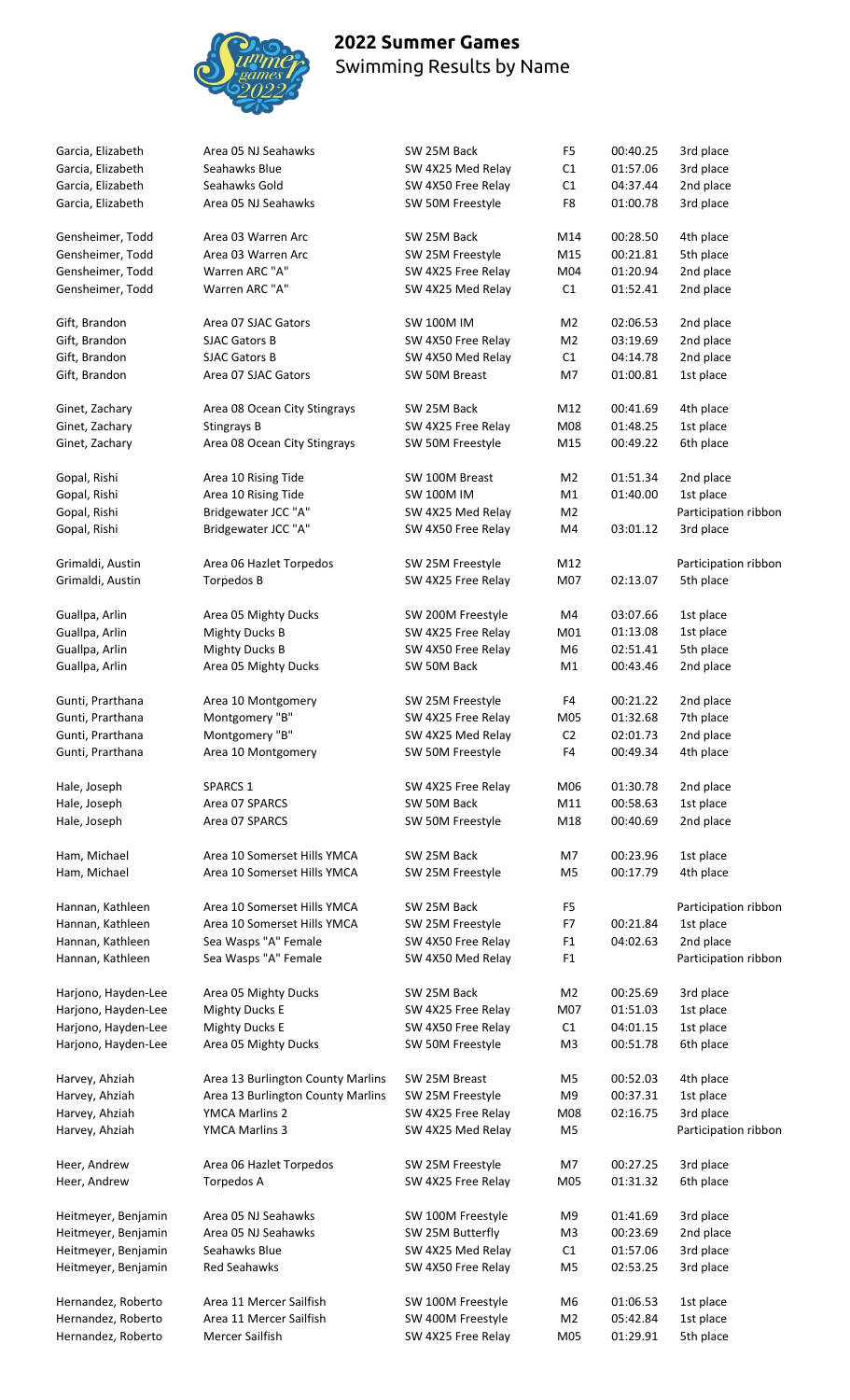# 2022 Summer Games

Swimming Results by Name

| Name | Team | Event | Division | Time | Place |
|---|---|---|---|---|---|
| Garcia, Elizabeth | Area 05 NJ Seahawks | SW 25M Back | F5 | 00:40.25 | 3rd place |
| Garcia, Elizabeth | Seahawks Blue | SW 4X25 Med Relay | C1 | 01:57.06 | 3rd place |
| Garcia, Elizabeth | Seahawks Gold | SW 4X50 Free Relay | C1 | 04:37.44 | 2nd place |
| Garcia, Elizabeth | Area 05 NJ Seahawks | SW 50M Freestyle | F8 | 01:00.78 | 3rd place |
| Gensheimer, Todd | Area 03 Warren Arc | SW 25M Back | M14 | 00:28.50 | 4th place |
| Gensheimer, Todd | Area 03 Warren Arc | SW 25M Freestyle | M15 | 00:21.81 | 5th place |
| Gensheimer, Todd | Warren ARC "A" | SW 4X25 Free Relay | M04 | 01:20.94 | 2nd place |
| Gensheimer, Todd | Warren ARC "A" | SW 4X25 Med Relay | C1 | 01:52.41 | 2nd place |
| Gift, Brandon | Area 07 SJAC Gators | SW 100M IM | M2 | 02:06.53 | 2nd place |
| Gift, Brandon | SJAC Gators B | SW 4X50 Free Relay | M2 | 03:19.69 | 2nd place |
| Gift, Brandon | SJAC Gators B | SW 4X50 Med Relay | C1 | 04:14.78 | 2nd place |
| Gift, Brandon | Area 07 SJAC Gators | SW 50M Breast | M7 | 01:00.81 | 1st place |
| Ginet, Zachary | Area 08 Ocean City Stingrays | SW 25M Back | M12 | 00:41.69 | 4th place |
| Ginet, Zachary | Stingrays B | SW 4X25 Free Relay | M08 | 01:48.25 | 1st place |
| Ginet, Zachary | Area 08 Ocean City Stingrays | SW 50M Freestyle | M15 | 00:49.22 | 6th place |
| Gopal, Rishi | Area 10 Rising Tide | SW 100M Breast | M2 | 01:51.34 | 2nd place |
| Gopal, Rishi | Area 10 Rising Tide | SW 100M IM | M1 | 01:40.00 | 1st place |
| Gopal, Rishi | Bridgewater JCC "A" | SW 4X25 Med Relay | M2 | | Participation ribbon |
| Gopal, Rishi | Bridgewater JCC "A" | SW 4X50 Free Relay | M4 | 03:01.12 | 3rd place |
| Grimaldi, Austin | Area 06 Hazlet Torpedos | SW 25M Freestyle | M12 | | Participation ribbon |
| Grimaldi, Austin | Torpedos B | SW 4X25 Free Relay | M07 | 02:13.07 | 5th place |
| Guallpa, Arlin | Area 05 Mighty Ducks | SW 200M Freestyle | M4 | 03:07.66 | 1st place |
| Guallpa, Arlin | Mighty Ducks B | SW 4X25 Free Relay | M01 | 01:13.08 | 1st place |
| Guallpa, Arlin | Mighty Ducks B | SW 4X50 Free Relay | M6 | 02:51.41 | 5th place |
| Guallpa, Arlin | Area 05 Mighty Ducks | SW 50M Back | M1 | 00:43.46 | 2nd place |
| Gunti, Prarthana | Area 10 Montgomery | SW 25M Freestyle | F4 | 00:21.22 | 2nd place |
| Gunti, Prarthana | Montgomery "B" | SW 4X25 Free Relay | M05 | 01:32.68 | 7th place |
| Gunti, Prarthana | Montgomery "B" | SW 4X25 Med Relay | C2 | 02:01.73 | 2nd place |
| Gunti, Prarthana | Area 10 Montgomery | SW 50M Freestyle | F4 | 00:49.34 | 4th place |
| Hale, Joseph | SPARCS 1 | SW 4X25 Free Relay | M06 | 01:30.78 | 2nd place |
| Hale, Joseph | Area 07 SPARCS | SW 50M Back | M11 | 00:58.63 | 1st place |
| Hale, Joseph | Area 07 SPARCS | SW 50M Freestyle | M18 | 00:40.69 | 2nd place |
| Ham, Michael | Area 10 Somerset Hills YMCA | SW 25M Back | M7 | 00:23.96 | 1st place |
| Ham, Michael | Area 10 Somerset Hills YMCA | SW 25M Freestyle | M5 | 00:17.79 | 4th place |
| Hannan, Kathleen | Area 10 Somerset Hills YMCA | SW 25M Back | F5 | | Participation ribbon |
| Hannan, Kathleen | Area 10 Somerset Hills YMCA | SW 25M Freestyle | F7 | 00:21.84 | 1st place |
| Hannan, Kathleen | Sea Wasps "A" Female | SW 4X50 Free Relay | F1 | 04:02.63 | 2nd place |
| Hannan, Kathleen | Sea Wasps "A" Female | SW 4X50 Med Relay | F1 | | Participation ribbon |
| Harjono, Hayden-Lee | Area 05 Mighty Ducks | SW 25M Back | M2 | 00:25.69 | 3rd place |
| Harjono, Hayden-Lee | Mighty Ducks E | SW 4X25 Free Relay | M07 | 01:51.03 | 1st place |
| Harjono, Hayden-Lee | Mighty Ducks E | SW 4X50 Free Relay | C1 | 04:01.15 | 1st place |
| Harjono, Hayden-Lee | Area 05 Mighty Ducks | SW 50M Freestyle | M3 | 00:51.78 | 6th place |
| Harvey, Ahziah | Area 13 Burlington County Marlins | SW 25M Breast | M5 | 00:52.03 | 4th place |
| Harvey, Ahziah | Area 13 Burlington County Marlins | SW 25M Freestyle | M9 | 00:37.31 | 1st place |
| Harvey, Ahziah | YMCA Marlins 2 | SW 4X25 Free Relay | M08 | 02:16.75 | 3rd place |
| Harvey, Ahziah | YMCA Marlins 3 | SW 4X25 Med Relay | M5 | | Participation ribbon |
| Heer, Andrew | Area 06 Hazlet Torpedos | SW 25M Freestyle | M7 | 00:27.25 | 3rd place |
| Heer, Andrew | Torpedos A | SW 4X25 Free Relay | M05 | 01:31.32 | 6th place |
| Heitmeyer, Benjamin | Area 05 NJ Seahawks | SW 100M Freestyle | M9 | 01:41.69 | 3rd place |
| Heitmeyer, Benjamin | Area 05 NJ Seahawks | SW 25M Butterfly | M3 | 00:23.69 | 2nd place |
| Heitmeyer, Benjamin | Seahawks Blue | SW 4X25 Med Relay | C1 | 01:57.06 | 3rd place |
| Heitmeyer, Benjamin | Red Seahawks | SW 4X50 Free Relay | M5 | 02:53.25 | 3rd place |
| Hernandez, Roberto | Area 11 Mercer Sailfish | SW 100M Freestyle | M6 | 01:06.53 | 1st place |
| Hernandez, Roberto | Area 11 Mercer Sailfish | SW 400M Freestyle | M2 | 05:42.84 | 1st place |
| Hernandez, Roberto | Mercer Sailfish | SW 4X25 Free Relay | M05 | 01:29.91 | 5th place |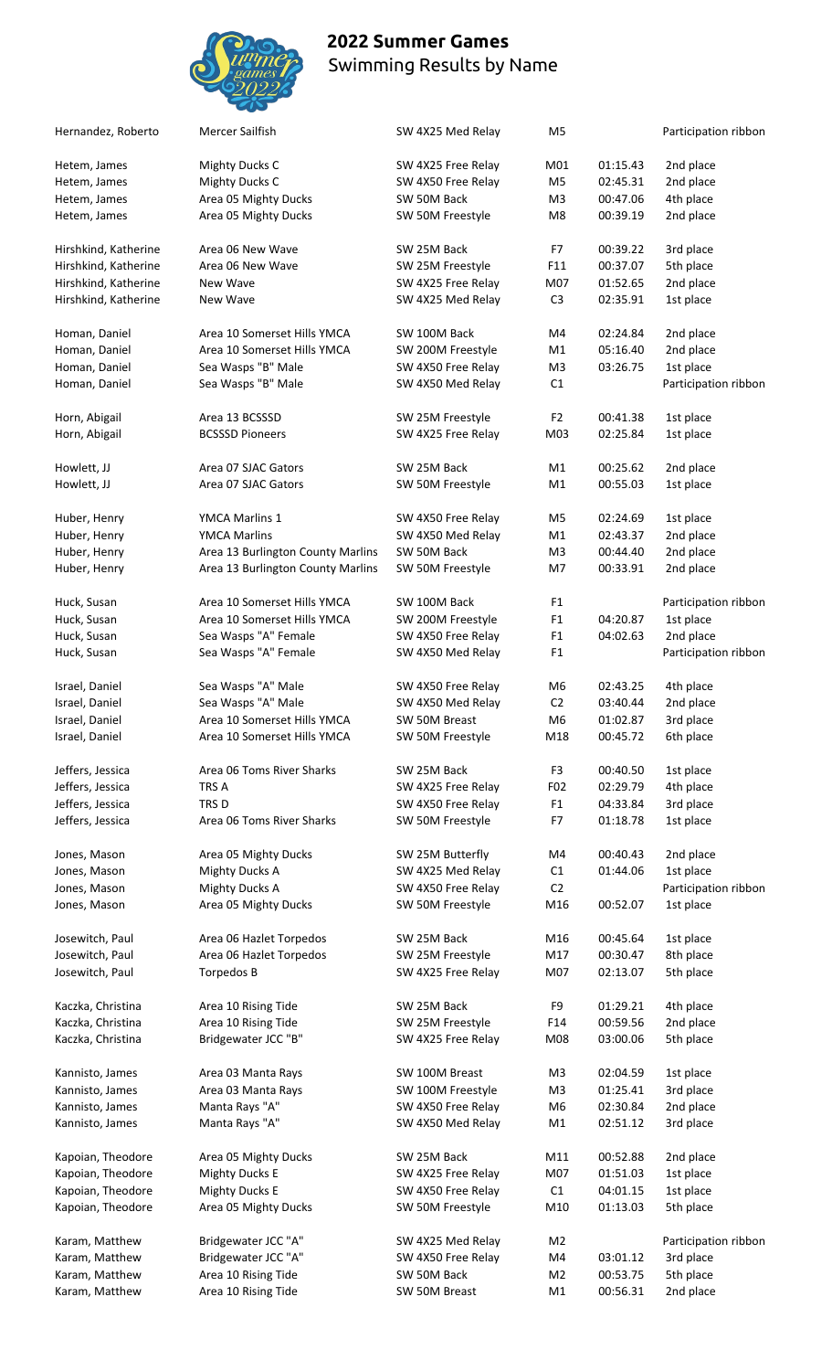# 2022 Summer Games
Swimming Results by Name

| Name | Team | Event | Division | Time | Place |
| --- | --- | --- | --- | --- | --- |
| Hernandez, Roberto | Mercer Sailfish | SW 4X25 Med Relay | M5 | | Participation ribbon |
| Hetem, James | Mighty Ducks C | SW 4X25 Free Relay | M01 | 01:15.43 | 2nd place |
| Hetem, James | Mighty Ducks C | SW 4X50 Free Relay | M5 | 02:45.31 | 2nd place |
| Hetem, James | Area 05 Mighty Ducks | SW 50M Back | M3 | 00:47.06 | 4th place |
| Hetem, James | Area 05 Mighty Ducks | SW 50M Freestyle | M8 | 00:39.19 | 2nd place |
| Hirshkind, Katherine | Area 06 New Wave | SW 25M Back | F7 | 00:39.22 | 3rd place |
| Hirshkind, Katherine | Area 06 New Wave | SW 25M Freestyle | F11 | 00:37.07 | 5th place |
| Hirshkind, Katherine | New Wave | SW 4X25 Free Relay | M07 | 01:52.65 | 2nd place |
| Hirshkind, Katherine | New Wave | SW 4X25 Med Relay | C3 | 02:35.91 | 1st place |
| Homan, Daniel | Area 10 Somerset Hills YMCA | SW 100M Back | M4 | 02:24.84 | 2nd place |
| Homan, Daniel | Area 10 Somerset Hills YMCA | SW 200M Freestyle | M1 | 05:16.40 | 2nd place |
| Homan, Daniel | Sea Wasps "B" Male | SW 4X50 Free Relay | M3 | 03:26.75 | 1st place |
| Homan, Daniel | Sea Wasps "B" Male | SW 4X50 Med Relay | C1 | | Participation ribbon |
| Horn, Abigail | Area 13 BCSSSD | SW 25M Freestyle | F2 | 00:41.38 | 1st place |
| Horn, Abigail | BCSSSD Pioneers | SW 4X25 Free Relay | M03 | 02:25.84 | 1st place |
| Howlett, JJ | Area 07 SJAC Gators | SW 25M Back | M1 | 00:25.62 | 2nd place |
| Howlett, JJ | Area 07 SJAC Gators | SW 50M Freestyle | M1 | 00:55.03 | 1st place |
| Huber, Henry | YMCA Marlins 1 | SW 4X50 Free Relay | M5 | 02:24.69 | 1st place |
| Huber, Henry | YMCA Marlins | SW 4X50 Med Relay | M1 | 02:43.37 | 2nd place |
| Huber, Henry | Area 13 Burlington County Marlins | SW 50M Back | M3 | 00:44.40 | 2nd place |
| Huber, Henry | Area 13 Burlington County Marlins | SW 50M Freestyle | M7 | 00:33.91 | 2nd place |
| Huck, Susan | Area 10 Somerset Hills YMCA | SW 100M Back | F1 | | Participation ribbon |
| Huck, Susan | Area 10 Somerset Hills YMCA | SW 200M Freestyle | F1 | 04:20.87 | 1st place |
| Huck, Susan | Sea Wasps "A" Female | SW 4X50 Free Relay | F1 | 04:02.63 | 2nd place |
| Huck, Susan | Sea Wasps "A" Female | SW 4X50 Med Relay | F1 | | Participation ribbon |
| Israel, Daniel | Sea Wasps "A" Male | SW 4X50 Free Relay | M6 | 02:43.25 | 4th place |
| Israel, Daniel | Sea Wasps "A" Male | SW 4X50 Med Relay | C2 | 03:40.44 | 2nd place |
| Israel, Daniel | Area 10 Somerset Hills YMCA | SW 50M Breast | M6 | 01:02.87 | 3rd place |
| Israel, Daniel | Area 10 Somerset Hills YMCA | SW 50M Freestyle | M18 | 00:45.72 | 6th place |
| Jeffers, Jessica | Area 06 Toms River Sharks | SW 25M Back | F3 | 00:40.50 | 1st place |
| Jeffers, Jessica | TRS A | SW 4X25 Free Relay | F02 | 02:29.79 | 4th place |
| Jeffers, Jessica | TRS D | SW 4X50 Free Relay | F1 | 04:33.84 | 3rd place |
| Jeffers, Jessica | Area 06 Toms River Sharks | SW 50M Freestyle | F7 | 01:18.78 | 1st place |
| Jones, Mason | Area 05 Mighty Ducks | SW 25M Butterfly | M4 | 00:40.43 | 2nd place |
| Jones, Mason | Mighty Ducks A | SW 4X25 Med Relay | C1 | 01:44.06 | 1st place |
| Jones, Mason | Mighty Ducks A | SW 4X50 Free Relay | C2 | | Participation ribbon |
| Jones, Mason | Area 05 Mighty Ducks | SW 50M Freestyle | M16 | 00:52.07 | 1st place |
| Josewitch, Paul | Area 06 Hazlet Torpedos | SW 25M Back | M16 | 00:45.64 | 1st place |
| Josewitch, Paul | Area 06 Hazlet Torpedos | SW 25M Freestyle | M17 | 00:30.47 | 8th place |
| Josewitch, Paul | Torpedos B | SW 4X25 Free Relay | M07 | 02:13.07 | 5th place |
| Kaczka, Christina | Area 10 Rising Tide | SW 25M Back | F9 | 01:29.21 | 4th place |
| Kaczka, Christina | Area 10 Rising Tide | SW 25M Freestyle | F14 | 00:59.56 | 2nd place |
| Kaczka, Christina | Bridgewater JCC "B" | SW 4X25 Free Relay | M08 | 03:00.06 | 5th place |
| Kannisto, James | Area 03 Manta Rays | SW 100M Breast | M3 | 02:04.59 | 1st place |
| Kannisto, James | Area 03 Manta Rays | SW 100M Freestyle | M3 | 01:25.41 | 3rd place |
| Kannisto, James | Manta Rays "A" | SW 4X50 Free Relay | M6 | 02:30.84 | 2nd place |
| Kannisto, James | Manta Rays "A" | SW 4X50 Med Relay | M1 | 02:51.12 | 3rd place |
| Kapoian, Theodore | Area 05 Mighty Ducks | SW 25M Back | M11 | 00:52.88 | 2nd place |
| Kapoian, Theodore | Mighty Ducks E | SW 4X25 Free Relay | M07 | 01:51.03 | 1st place |
| Kapoian, Theodore | Mighty Ducks E | SW 4X50 Free Relay | C1 | 04:01.15 | 1st place |
| Kapoian, Theodore | Area 05 Mighty Ducks | SW 50M Freestyle | M10 | 01:13.03 | 5th place |
| Karam, Matthew | Bridgewater JCC "A" | SW 4X25 Med Relay | M2 | | Participation ribbon |
| Karam, Matthew | Bridgewater JCC "A" | SW 4X50 Free Relay | M4 | 03:01.12 | 3rd place |
| Karam, Matthew | Area 10 Rising Tide | SW 50M Back | M2 | 00:53.75 | 5th place |
| Karam, Matthew | Area 10 Rising Tide | SW 50M Breast | M1 | 00:56.31 | 2nd place |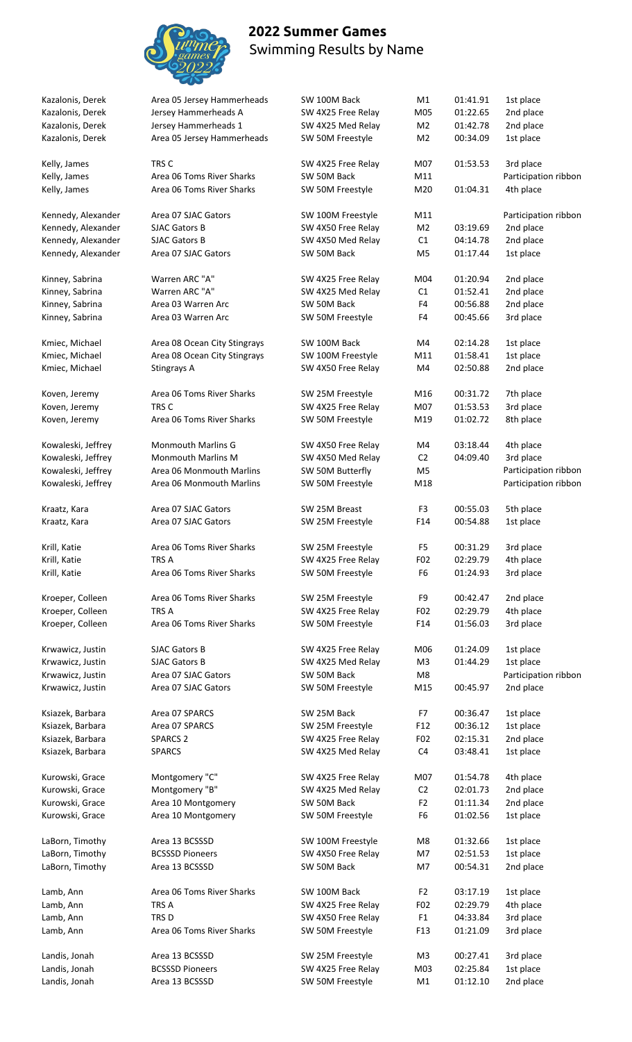# 2022 Summer Games

## Swimming Results by Name

| Name | Team | Event | Division | Time | Place |
|---|---|---|---|---|---|
| Kazalonis, Derek | Area 05 Jersey Hammerheads | SW 100M Back | M1 | 01:41.91 | 1st place |
| Kazalonis, Derek | Jersey Hammerheads A | SW 4X25 Free Relay | M05 | 01:22.65 | 2nd place |
| Kazalonis, Derek | Jersey Hammerheads 1 | SW 4X25 Med Relay | M2 | 01:42.78 | 2nd place |
| Kazalonis, Derek | Area 05 Jersey Hammerheads | SW 50M Freestyle | M2 | 00:34.09 | 1st place |
| | | | | | |
| Kelly, James | TRS C | SW 4X25 Free Relay | M07 | 01:53.53 | 3rd place |
| Kelly, James | Area 06 Toms River Sharks | SW 50M Back | M11 | | Participation ribbon |
| Kelly, James | Area 06 Toms River Sharks | SW 50M Freestyle | M20 | 01:04.31 | 4th place |
| | | | | | |
| Kennedy, Alexander | Area 07 SJAC Gators | SW 100M Freestyle | M11 | | Participation ribbon |
| Kennedy, Alexander | SJAC Gators B | SW 4X50 Free Relay | M2 | 03:19.69 | 2nd place |
| Kennedy, Alexander | SJAC Gators B | SW 4X50 Med Relay | C1 | 04:14.78 | 2nd place |
| Kennedy, Alexander | Area 07 SJAC Gators | SW 50M Back | M5 | 01:17.44 | 1st place |
| | | | | | |
| Kinney, Sabrina | Warren ARC "A" | SW 4X25 Free Relay | M04 | 01:20.94 | 2nd place |
| Kinney, Sabrina | Warren ARC "A" | SW 4X25 Med Relay | C1 | 01:52.41 | 2nd place |
| Kinney, Sabrina | Area 03 Warren Arc | SW 50M Back | F4 | 00:56.88 | 2nd place |
| Kinney, Sabrina | Area 03 Warren Arc | SW 50M Freestyle | F4 | 00:45.66 | 3rd place |
| | | | | | |
| Kmiec, Michael | Area 08 Ocean City Stingrays | SW 100M Back | M4 | 02:14.28 | 1st place |
| Kmiec, Michael | Area 08 Ocean City Stingrays | SW 100M Freestyle | M11 | 01:58.41 | 1st place |
| Kmiec, Michael | Stingrays A | SW 4X50 Free Relay | M4 | 02:50.88 | 2nd place |
| | | | | | |
| Koven, Jeremy | Area 06 Toms River Sharks | SW 25M Freestyle | M16 | 00:31.72 | 7th place |
| Koven, Jeremy | TRS C | SW 4X25 Free Relay | M07 | 01:53.53 | 3rd place |
| Koven, Jeremy | Area 06 Toms River Sharks | SW 50M Freestyle | M19 | 01:02.72 | 8th place |
| | | | | | |
| Kowaleski, Jeffrey | Monmouth Marlins G | SW 4X50 Free Relay | M4 | 03:18.44 | 4th place |
| Kowaleski, Jeffrey | Monmouth Marlins M | SW 4X50 Med Relay | C2 | 04:09.40 | 3rd place |
| Kowaleski, Jeffrey | Area 06 Monmouth Marlins | SW 50M Butterfly | M5 | | Participation ribbon |
| Kowaleski, Jeffrey | Area 06 Monmouth Marlins | SW 50M Freestyle | M18 | | Participation ribbon |
| | | | | | |
| Kraatz, Kara | Area 07 SJAC Gators | SW 25M Breast | F3 | 00:55.03 | 5th place |
| Kraatz, Kara | Area 07 SJAC Gators | SW 25M Freestyle | F14 | 00:54.88 | 1st place |
| | | | | | |
| Krill, Katie | Area 06 Toms River Sharks | SW 25M Freestyle | F5 | 00:31.29 | 3rd place |
| Krill, Katie | TRS A | SW 4X25 Free Relay | F02 | 02:29.79 | 4th place |
| Krill, Katie | Area 06 Toms River Sharks | SW 50M Freestyle | F6 | 01:24.93 | 3rd place |
| | | | | | |
| Kroeper, Colleen | Area 06 Toms River Sharks | SW 25M Freestyle | F9 | 00:42.47 | 2nd place |
| Kroeper, Colleen | TRS A | SW 4X25 Free Relay | F02 | 02:29.79 | 4th place |
| Kroeper, Colleen | Area 06 Toms River Sharks | SW 50M Freestyle | F14 | 01:56.03 | 3rd place |
| | | | | | |
| Krwawicz, Justin | SJAC Gators B | SW 4X25 Free Relay | M06 | 01:24.09 | 1st place |
| Krwawicz, Justin | SJAC Gators B | SW 4X25 Med Relay | M3 | 01:44.29 | 1st place |
| Krwawicz, Justin | Area 07 SJAC Gators | SW 50M Back | M8 | | Participation ribbon |
| Krwawicz, Justin | Area 07 SJAC Gators | SW 50M Freestyle | M15 | 00:45.97 | 2nd place |
| | | | | | |
| Ksiazek, Barbara | Area 07 SPARCS | SW 25M Back | F7 | 00:36.47 | 1st place |
| Ksiazek, Barbara | Area 07 SPARCS | SW 25M Freestyle | F12 | 00:36.12 | 1st place |
| Ksiazek, Barbara | SPARCS 2 | SW 4X25 Free Relay | F02 | 02:15.31 | 2nd place |
| Ksiazek, Barbara | SPARCS | SW 4X25 Med Relay | C4 | 03:48.41 | 1st place |
| | | | | | |
| Kurowski, Grace | Montgomery "C" | SW 4X25 Free Relay | M07 | 01:54.78 | 4th place |
| Kurowski, Grace | Montgomery "B" | SW 4X25 Med Relay | C2 | 02:01.73 | 2nd place |
| Kurowski, Grace | Area 10 Montgomery | SW 50M Back | F2 | 01:11.34 | 2nd place |
| Kurowski, Grace | Area 10 Montgomery | SW 50M Freestyle | F6 | 01:02.56 | 1st place |
| | | | | | |
| LaBorn, Timothy | Area 13 BCSSSD | SW 100M Freestyle | M8 | 01:32.66 | 1st place |
| LaBorn, Timothy | BCSSSD Pioneers | SW 4X50 Free Relay | M7 | 02:51.53 | 1st place |
| LaBorn, Timothy | Area 13 BCSSSD | SW 50M Back | M7 | 00:54.31 | 2nd place |
| | | | | | |
| Lamb, Ann | Area 06 Toms River Sharks | SW 100M Back | F2 | 03:17.19 | 1st place |
| Lamb, Ann | TRS A | SW 4X25 Free Relay | F02 | 02:29.79 | 4th place |
| Lamb, Ann | TRS D | SW 4X50 Free Relay | F1 | 04:33.84 | 3rd place |
| Lamb, Ann | Area 06 Toms River Sharks | SW 50M Freestyle | F13 | 01:21.09 | 3rd place |
| | | | | | |
| Landis, Jonah | Area 13 BCSSSD | SW 25M Freestyle | M3 | 00:27.41 | 3rd place |
| Landis, Jonah | BCSSSD Pioneers | SW 4X25 Free Relay | M03 | 02:25.84 | 1st place |
| Landis, Jonah | Area 13 BCSSSD | SW 50M Freestyle | M1 | 01:12.10 | 2nd place |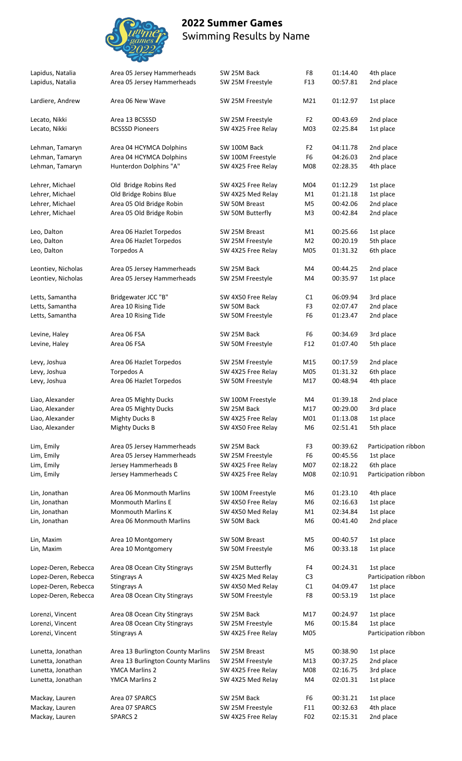# 2022 Summer Games

Swimming Results by Name

| Name | Team | Event | Div | Time | Place |
|---|---|---|---|---|---|
| Lapidus, Natalia | Area 05 Jersey Hammerheads | SW 25M Back | F8 | 01:14.40 | 4th place |
| Lapidus, Natalia | Area 05 Jersey Hammerheads | SW 25M Freestyle | F13 | 00:57.81 | 2nd place |
| Lardiere, Andrew | Area 06 New Wave | SW 25M Freestyle | M21 | 01:12.97 | 1st place |
| Lecato, Nikki | Area 13 BCSSSD | SW 25M Freestyle | F2 | 00:43.69 | 2nd place |
| Lecato, Nikki | BCSSSD Pioneers | SW 4X25 Free Relay | M03 | 02:25.84 | 1st place |
| Lehman, Tamaryn | Area 04 HCYMCA Dolphins | SW 100M Back | F2 | 04:11.78 | 2nd place |
| Lehman, Tamaryn | Area 04 HCYMCA Dolphins | SW 100M Freestyle | F6 | 04:26.03 | 2nd place |
| Lehman, Tamaryn | Hunterdon Dolphins "A" | SW 4X25 Free Relay | M08 | 02:28.35 | 4th place |
| Lehrer, Michael | Old Bridge Robins Red | SW 4X25 Free Relay | M04 | 01:12.29 | 1st place |
| Lehrer, Michael | Old Bridge Robins Blue | SW 4X25 Med Relay | M1 | 01:21.18 | 1st place |
| Lehrer, Michael | Area 05 Old Bridge Robin | SW 50M Breast | M5 | 00:42.06 | 2nd place |
| Lehrer, Michael | Area 05 Old Bridge Robin | SW 50M Butterfly | M3 | 00:42.84 | 2nd place |
| Leo, Dalton | Area 06 Hazlet Torpedos | SW 25M Breast | M1 | 00:25.66 | 1st place |
| Leo, Dalton | Area 06 Hazlet Torpedos | SW 25M Freestyle | M2 | 00:20.19 | 5th place |
| Leo, Dalton | Torpedos A | SW 4X25 Free Relay | M05 | 01:31.32 | 6th place |
| Leontiev, Nicholas | Area 05 Jersey Hammerheads | SW 25M Back | M4 | 00:44.25 | 2nd place |
| Leontiev, Nicholas | Area 05 Jersey Hammerheads | SW 25M Freestyle | M4 | 00:35.97 | 1st place |
| Letts, Samantha | Bridgewater JCC "B" | SW 4X50 Free Relay | C1 | 06:09.94 | 3rd place |
| Letts, Samantha | Area 10 Rising Tide | SW 50M Back | F3 | 02:07.47 | 2nd place |
| Letts, Samantha | Area 10 Rising Tide | SW 50M Freestyle | F6 | 01:23.47 | 2nd place |
| Levine, Haley | Area 06 FSA | SW 25M Back | F6 | 00:34.69 | 3rd place |
| Levine, Haley | Area 06 FSA | SW 50M Freestyle | F12 | 01:07.40 | 5th place |
| Levy, Joshua | Area 06 Hazlet Torpedos | SW 25M Freestyle | M15 | 00:17.59 | 2nd place |
| Levy, Joshua | Torpedos A | SW 4X25 Free Relay | M05 | 01:31.32 | 6th place |
| Levy, Joshua | Area 06 Hazlet Torpedos | SW 50M Freestyle | M17 | 00:48.94 | 4th place |
| Liao, Alexander | Area 05 Mighty Ducks | SW 100M Freestyle | M4 | 01:39.18 | 2nd place |
| Liao, Alexander | Area 05 Mighty Ducks | SW 25M Back | M17 | 00:29.00 | 3rd place |
| Liao, Alexander | Mighty Ducks B | SW 4X25 Free Relay | M01 | 01:13.08 | 1st place |
| Liao, Alexander | Mighty Ducks B | SW 4X50 Free Relay | M6 | 02:51.41 | 5th place |
| Lim, Emily | Area 05 Jersey Hammerheads | SW 25M Back | F3 | 00:39.62 | Participation ribbon |
| Lim, Emily | Area 05 Jersey Hammerheads | SW 25M Freestyle | F6 | 00:45.56 | 1st place |
| Lim, Emily | Jersey Hammerheads B | SW 4X25 Free Relay | M07 | 02:18.22 | 6th place |
| Lim, Emily | Jersey Hammerheads C | SW 4X25 Free Relay | M08 | 02:10.91 | Participation ribbon |
| Lin, Jonathan | Area 06 Monmouth Marlins | SW 100M Freestyle | M6 | 01:23.10 | 4th place |
| Lin, Jonathan | Monmouth Marlins E | SW 4X50 Free Relay | M6 | 02:16.63 | 1st place |
| Lin, Jonathan | Monmouth Marlins K | SW 4X50 Med Relay | M1 | 02:34.84 | 1st place |
| Lin, Jonathan | Area 06 Monmouth Marlins | SW 50M Back | M6 | 00:41.40 | 2nd place |
| Lin, Maxim | Area 10 Montgomery | SW 50M Breast | M5 | 00:40.57 | 1st place |
| Lin, Maxim | Area 10 Montgomery | SW 50M Freestyle | M6 | 00:33.18 | 1st place |
| Lopez-Deren, Rebecca | Area 08 Ocean City Stingrays | SW 25M Butterfly | F4 | 00:24.31 | 1st place |
| Lopez-Deren, Rebecca | Stingrays A | SW 4X25 Med Relay | C3 | | Participation ribbon |
| Lopez-Deren, Rebecca | Stingrays A | SW 4X50 Med Relay | C1 | 04:09.47 | 1st place |
| Lopez-Deren, Rebecca | Area 08 Ocean City Stingrays | SW 50M Freestyle | F8 | 00:53.19 | 1st place |
| Lorenzi, Vincent | Area 08 Ocean City Stingrays | SW 25M Back | M17 | 00:24.97 | 1st place |
| Lorenzi, Vincent | Area 08 Ocean City Stingrays | SW 25M Freestyle | M6 | 00:15.84 | 1st place |
| Lorenzi, Vincent | Stingrays A | SW 4X25 Free Relay | M05 | | Participation ribbon |
| Lunetta, Jonathan | Area 13 Burlington County Marlins | SW 25M Breast | M5 | 00:38.90 | 1st place |
| Lunetta, Jonathan | Area 13 Burlington County Marlins | SW 25M Freestyle | M13 | 00:37.25 | 2nd place |
| Lunetta, Jonathan | YMCA Marlins 2 | SW 4X25 Free Relay | M08 | 02:16.75 | 3rd place |
| Lunetta, Jonathan | YMCA Marlins 2 | SW 4X25 Med Relay | M4 | 02:01.31 | 1st place |
| Mackay, Lauren | Area 07 SPARCS | SW 25M Back | F6 | 00:31.21 | 1st place |
| Mackay, Lauren | Area 07 SPARCS | SW 25M Freestyle | F11 | 00:32.63 | 4th place |
| Mackay, Lauren | SPARCS 2 | SW 4X25 Free Relay | F02 | 02:15.31 | 2nd place |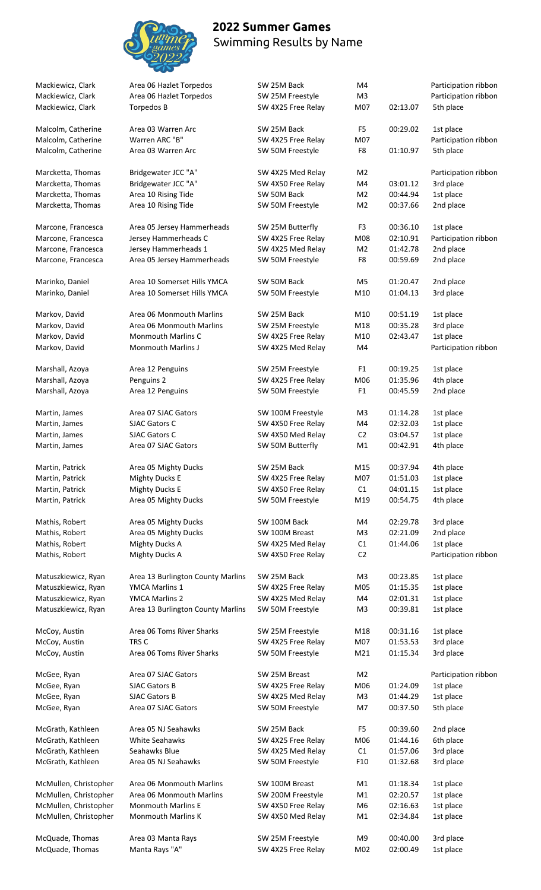## 2022 Summer Games
Swimming Results by Name

| Name | Team | Event | Division | Time | Place |
|---|---|---|---|---|---|
| Mackiewicz, Clark | Area 06 Hazlet Torpedos | SW 25M Back | M4 | | Participation ribbon |
| Mackiewicz, Clark | Area 06 Hazlet Torpedos | SW 25M Freestyle | M3 | | Participation ribbon |
| Mackiewicz, Clark | Torpedos B | SW 4X25 Free Relay | M07 | 02:13.07 | 5th place |
| Malcolm, Catherine | Area 03 Warren Arc | SW 25M Back | F5 | 00:29.02 | 1st place |
| Malcolm, Catherine | Warren ARC "B" | SW 4X25 Free Relay | M07 | | Participation ribbon |
| Malcolm, Catherine | Area 03 Warren Arc | SW 50M Freestyle | F8 | 01:10.97 | 5th place |
| Marcketta, Thomas | Bridgewater JCC "A" | SW 4X25 Med Relay | M2 | | Participation ribbon |
| Marcketta, Thomas | Bridgewater JCC "A" | SW 4X50 Free Relay | M4 | 03:01.12 | 3rd place |
| Marcketta, Thomas | Area 10 Rising Tide | SW 50M Back | M2 | 00:44.94 | 1st place |
| Marcketta, Thomas | Area 10 Rising Tide | SW 50M Freestyle | M2 | 00:37.66 | 2nd place |
| Marcone, Francesca | Area 05 Jersey Hammerheads | SW 25M Butterfly | F3 | 00:36.10 | 1st place |
| Marcone, Francesca | Jersey Hammerheads C | SW 4X25 Free Relay | M08 | 02:10.91 | Participation ribbon |
| Marcone, Francesca | Jersey Hammerheads 1 | SW 4X25 Med Relay | M2 | 01:42.78 | 2nd place |
| Marcone, Francesca | Area 05 Jersey Hammerheads | SW 50M Freestyle | F8 | 00:59.69 | 2nd place |
| Marinko, Daniel | Area 10 Somerset Hills YMCA | SW 50M Back | M5 | 01:20.47 | 2nd place |
| Marinko, Daniel | Area 10 Somerset Hills YMCA | SW 50M Freestyle | M10 | 01:04.13 | 3rd place |
| Markov, David | Area 06 Monmouth Marlins | SW 25M Back | M10 | 00:51.19 | 1st place |
| Markov, David | Area 06 Monmouth Marlins | SW 25M Freestyle | M18 | 00:35.28 | 3rd place |
| Markov, David | Monmouth Marlins C | SW 4X25 Free Relay | M10 | 02:43.47 | 1st place |
| Markov, David | Monmouth Marlins J | SW 4X25 Med Relay | M4 | | Participation ribbon |
| Marshall, Azoya | Area 12 Penguins | SW 25M Freestyle | F1 | 00:19.25 | 1st place |
| Marshall, Azoya | Penguins 2 | SW 4X25 Free Relay | M06 | 01:35.96 | 4th place |
| Marshall, Azoya | Area 12 Penguins | SW 50M Freestyle | F1 | 00:45.59 | 2nd place |
| Martin, James | Area 07 SJAC Gators | SW 100M Freestyle | M3 | 01:14.28 | 1st place |
| Martin, James | SJAC Gators C | SW 4X50 Free Relay | M4 | 02:32.03 | 1st place |
| Martin, James | SJAC Gators C | SW 4X50 Med Relay | C2 | 03:04.57 | 1st place |
| Martin, James | Area 07 SJAC Gators | SW 50M Butterfly | M1 | 00:42.91 | 4th place |
| Martin, Patrick | Area 05 Mighty Ducks | SW 25M Back | M15 | 00:37.94 | 4th place |
| Martin, Patrick | Mighty Ducks E | SW 4X25 Free Relay | M07 | 01:51.03 | 1st place |
| Martin, Patrick | Mighty Ducks E | SW 4X50 Free Relay | C1 | 04:01.15 | 1st place |
| Martin, Patrick | Area 05 Mighty Ducks | SW 50M Freestyle | M19 | 00:54.75 | 4th place |
| Mathis, Robert | Area 05 Mighty Ducks | SW 100M Back | M4 | 02:29.78 | 3rd place |
| Mathis, Robert | Area 05 Mighty Ducks | SW 100M Breast | M3 | 02:21.09 | 2nd place |
| Mathis, Robert | Mighty Ducks A | SW 4X25 Med Relay | C1 | 01:44.06 | 1st place |
| Mathis, Robert | Mighty Ducks A | SW 4X50 Free Relay | C2 | | Participation ribbon |
| Matuszkiewicz, Ryan | Area 13 Burlington County Marlins | SW 25M Back | M3 | 00:23.85 | 1st place |
| Matuszkiewicz, Ryan | YMCA Marlins 1 | SW 4X25 Free Relay | M05 | 01:15.35 | 1st place |
| Matuszkiewicz, Ryan | YMCA Marlins 2 | SW 4X25 Med Relay | M4 | 02:01.31 | 1st place |
| Matuszkiewicz, Ryan | Area 13 Burlington County Marlins | SW 50M Freestyle | M3 | 00:39.81 | 1st place |
| McCoy, Austin | Area 06 Toms River Sharks | SW 25M Freestyle | M18 | 00:31.16 | 1st place |
| McCoy, Austin | TRS C | SW 4X25 Free Relay | M07 | 01:53.53 | 3rd place |
| McCoy, Austin | Area 06 Toms River Sharks | SW 50M Freestyle | M21 | 01:15.34 | 3rd place |
| McGee, Ryan | Area 07 SJAC Gators | SW 25M Breast | M2 | | Participation ribbon |
| McGee, Ryan | SJAC Gators B | SW 4X25 Free Relay | M06 | 01:24.09 | 1st place |
| McGee, Ryan | SJAC Gators B | SW 4X25 Med Relay | M3 | 01:44.29 | 1st place |
| McGee, Ryan | Area 07 SJAC Gators | SW 50M Freestyle | M7 | 00:37.50 | 5th place |
| McGrath, Kathleen | Area 05 NJ Seahawks | SW 25M Back | F5 | 00:39.60 | 2nd place |
| McGrath, Kathleen | White Seahawks | SW 4X25 Free Relay | M06 | 01:44.16 | 6th place |
| McGrath, Kathleen | Seahawks Blue | SW 4X25 Med Relay | C1 | 01:57.06 | 3rd place |
| McGrath, Kathleen | Area 05 NJ Seahawks | SW 50M Freestyle | F10 | 01:32.68 | 3rd place |
| McMullen, Christopher | Area 06 Monmouth Marlins | SW 100M Breast | M1 | 01:18.34 | 1st place |
| McMullen, Christopher | Area 06 Monmouth Marlins | SW 200M Freestyle | M1 | 02:20.57 | 1st place |
| McMullen, Christopher | Monmouth Marlins E | SW 4X50 Free Relay | M6 | 02:16.63 | 1st place |
| McMullen, Christopher | Monmouth Marlins K | SW 4X50 Med Relay | M1 | 02:34.84 | 1st place |
| McQuade, Thomas | Area 03 Manta Rays | SW 25M Freestyle | M9 | 00:40.00 | 3rd place |
| McQuade, Thomas | Manta Rays "A" | SW 4X25 Free Relay | M02 | 02:00.49 | 1st place |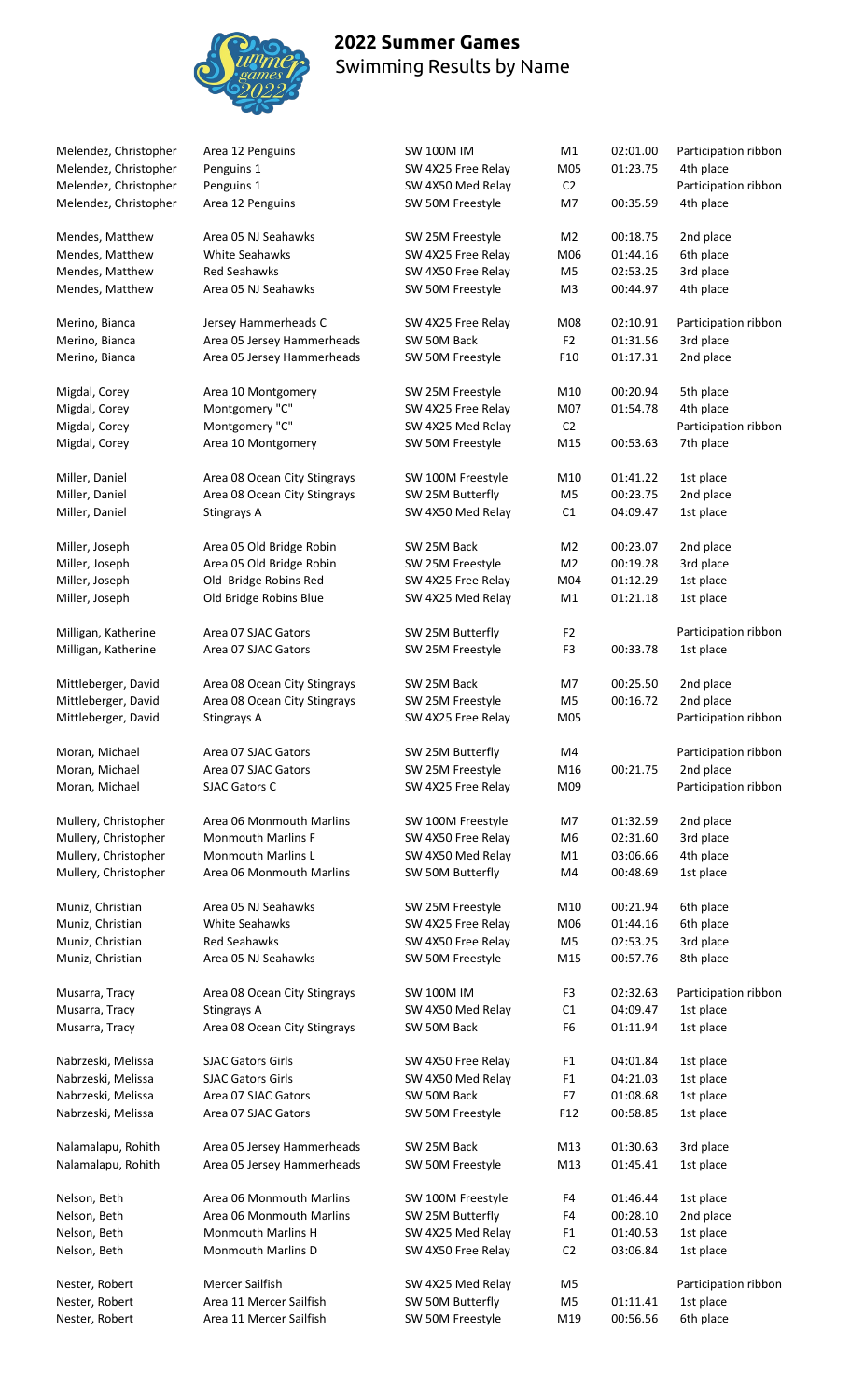## 2022 Summer Games
Swimming Results by Name

| Name | Team | Event | Division | Time | Place |
|---|---|---|---|---|---|
| Melendez, Christopher | Area 12 Penguins | SW 100M IM | M1 | 02:01.00 | Participation ribbon |
| Melendez, Christopher | Penguins 1 | SW 4X25 Free Relay | M05 | 01:23.75 | 4th place |
| Melendez, Christopher | Penguins 1 | SW 4X50 Med Relay | C2 | | Participation ribbon |
| Melendez, Christopher | Area 12 Penguins | SW 50M Freestyle | M7 | 00:35.59 | 4th place |
| Mendes, Matthew | Area 05 NJ Seahawks | SW 25M Freestyle | M2 | 00:18.75 | 2nd place |
| Mendes, Matthew | White Seahawks | SW 4X25 Free Relay | M06 | 01:44.16 | 6th place |
| Mendes, Matthew | Red Seahawks | SW 4X50 Free Relay | M5 | 02:53.25 | 3rd place |
| Mendes, Matthew | Area 05 NJ Seahawks | SW 50M Freestyle | M3 | 00:44.97 | 4th place |
| Merino, Bianca | Jersey Hammerheads C | SW 4X25 Free Relay | M08 | 02:10.91 | Participation ribbon |
| Merino, Bianca | Area 05 Jersey Hammerheads | SW 50M Back | F2 | 01:31.56 | 3rd place |
| Merino, Bianca | Area 05 Jersey Hammerheads | SW 50M Freestyle | F10 | 01:17.31 | 2nd place |
| Migdal, Corey | Area 10 Montgomery | SW 25M Freestyle | M10 | 00:20.94 | 5th place |
| Migdal, Corey | Montgomery "C" | SW 4X25 Free Relay | M07 | 01:54.78 | 4th place |
| Migdal, Corey | Montgomery "C" | SW 4X25 Med Relay | C2 | | Participation ribbon |
| Migdal, Corey | Area 10 Montgomery | SW 50M Freestyle | M15 | 00:53.63 | 7th place |
| Miller, Daniel | Area 08 Ocean City Stingrays | SW 100M Freestyle | M10 | 01:41.22 | 1st place |
| Miller, Daniel | Area 08 Ocean City Stingrays | SW 25M Butterfly | M5 | 00:23.75 | 2nd place |
| Miller, Daniel | Stingrays A | SW 4X50 Med Relay | C1 | 04:09.47 | 1st place |
| Miller, Joseph | Area 05 Old Bridge Robin | SW 25M Back | M2 | 00:23.07 | 2nd place |
| Miller, Joseph | Area 05 Old Bridge Robin | SW 25M Freestyle | M2 | 00:19.28 | 3rd place |
| Miller, Joseph | Old Bridge Robins Red | SW 4X25 Free Relay | M04 | 01:12.29 | 1st place |
| Miller, Joseph | Old Bridge Robins Blue | SW 4X25 Med Relay | M1 | 01:21.18 | 1st place |
| Milligan, Katherine | Area 07 SJAC Gators | SW 25M Butterfly | F2 | | Participation ribbon |
| Milligan, Katherine | Area 07 SJAC Gators | SW 25M Freestyle | F3 | 00:33.78 | 1st place |
| Mittleberger, David | Area 08 Ocean City Stingrays | SW 25M Back | M7 | 00:25.50 | 2nd place |
| Mittleberger, David | Area 08 Ocean City Stingrays | SW 25M Freestyle | M5 | 00:16.72 | 2nd place |
| Mittleberger, David | Stingrays A | SW 4X25 Free Relay | M05 | | Participation ribbon |
| Moran, Michael | Area 07 SJAC Gators | SW 25M Butterfly | M4 | | Participation ribbon |
| Moran, Michael | Area 07 SJAC Gators | SW 25M Freestyle | M16 | 00:21.75 | 2nd place |
| Moran, Michael | SJAC Gators C | SW 4X25 Free Relay | M09 | | Participation ribbon |
| Mullery, Christopher | Area 06 Monmouth Marlins | SW 100M Freestyle | M7 | 01:32.59 | 2nd place |
| Mullery, Christopher | Monmouth Marlins F | SW 4X50 Free Relay | M6 | 02:31.60 | 3rd place |
| Mullery, Christopher | Monmouth Marlins L | SW 4X50 Med Relay | M1 | 03:06.66 | 4th place |
| Mullery, Christopher | Area 06 Monmouth Marlins | SW 50M Butterfly | M4 | 00:48.69 | 1st place |
| Muniz, Christian | Area 05 NJ Seahawks | SW 25M Freestyle | M10 | 00:21.94 | 6th place |
| Muniz, Christian | White Seahawks | SW 4X25 Free Relay | M06 | 01:44.16 | 6th place |
| Muniz, Christian | Red Seahawks | SW 4X50 Free Relay | M5 | 02:53.25 | 3rd place |
| Muniz, Christian | Area 05 NJ Seahawks | SW 50M Freestyle | M15 | 00:57.76 | 8th place |
| Musarra, Tracy | Area 08 Ocean City Stingrays | SW 100M IM | F3 | 02:32.63 | Participation ribbon |
| Musarra, Tracy | Stingrays A | SW 4X50 Med Relay | C1 | 04:09.47 | 1st place |
| Musarra, Tracy | Area 08 Ocean City Stingrays | SW 50M Back | F6 | 01:11.94 | 1st place |
| Nabrzeski, Melissa | SJAC Gators Girls | SW 4X50 Free Relay | F1 | 04:01.84 | 1st place |
| Nabrzeski, Melissa | SJAC Gators Girls | SW 4X50 Med Relay | F1 | 04:21.03 | 1st place |
| Nabrzeski, Melissa | Area 07 SJAC Gators | SW 50M Back | F7 | 01:08.68 | 1st place |
| Nabrzeski, Melissa | Area 07 SJAC Gators | SW 50M Freestyle | F12 | 00:58.85 | 1st place |
| Nalamalapu, Rohith | Area 05 Jersey Hammerheads | SW 25M Back | M13 | 01:30.63 | 3rd place |
| Nalamalapu, Rohith | Area 05 Jersey Hammerheads | SW 50M Freestyle | M13 | 01:45.41 | 1st place |
| Nelson, Beth | Area 06 Monmouth Marlins | SW 100M Freestyle | F4 | 01:46.44 | 1st place |
| Nelson, Beth | Area 06 Monmouth Marlins | SW 25M Butterfly | F4 | 00:28.10 | 2nd place |
| Nelson, Beth | Monmouth Marlins H | SW 4X25 Med Relay | F1 | 01:40.53 | 1st place |
| Nelson, Beth | Monmouth Marlins D | SW 4X50 Free Relay | C2 | 03:06.84 | 1st place |
| Nester, Robert | Mercer Sailfish | SW 4X25 Med Relay | M5 | | Participation ribbon |
| Nester, Robert | Area 11 Mercer Sailfish | SW 50M Butterfly | M5 | 01:11.41 | 1st place |
| Nester, Robert | Area 11 Mercer Sailfish | SW 50M Freestyle | M19 | 00:56.56 | 6th place |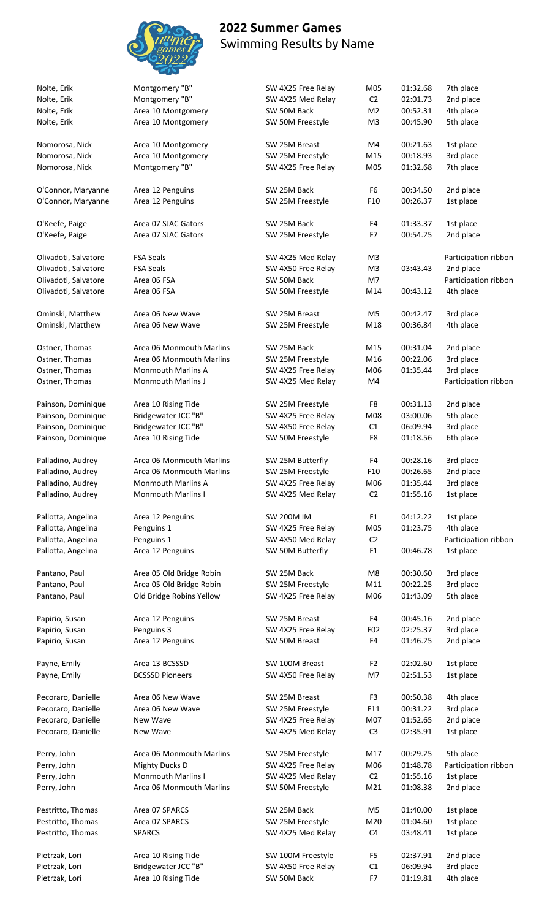# 2022 Summer Games

Swimming Results by Name

| Name | Team | Event | Division | Time | Place |
|---|---|---|---|---|---|
| Nolte, Erik | Montgomery "B" | SW 4X25 Free Relay | M05 | 01:32.68 | 7th place |
| Nolte, Erik | Montgomery "B" | SW 4X25 Med Relay | C2 | 02:01.73 | 2nd place |
| Nolte, Erik | Area 10 Montgomery | SW 50M Back | M2 | 00:52.31 | 4th place |
| Nolte, Erik | Area 10 Montgomery | SW 50M Freestyle | M3 | 00:45.90 | 5th place |
| Nomorosa, Nick | Area 10 Montgomery | SW 25M Breast | M4 | 00:21.63 | 1st place |
| Nomorosa, Nick | Area 10 Montgomery | SW 25M Freestyle | M15 | 00:18.93 | 3rd place |
| Nomorosa, Nick | Montgomery "B" | SW 4X25 Free Relay | M05 | 01:32.68 | 7th place |
| O'Connor, Maryanne | Area 12 Penguins | SW 25M Back | F6 | 00:34.50 | 2nd place |
| O'Connor, Maryanne | Area 12 Penguins | SW 25M Freestyle | F10 | 00:26.37 | 1st place |
| O'Keefe, Paige | Area 07 SJAC Gators | SW 25M Back | F4 | 01:33.37 | 1st place |
| O'Keefe, Paige | Area 07 SJAC Gators | SW 25M Freestyle | F7 | 00:54.25 | 2nd place |
| Olivadoti, Salvatore | FSA Seals | SW 4X25 Med Relay | M3 | | Participation ribbon |
| Olivadoti, Salvatore | FSA Seals | SW 4X50 Free Relay | M3 | 03:43.43 | 2nd place |
| Olivadoti, Salvatore | Area 06 FSA | SW 50M Back | M7 | | Participation ribbon |
| Olivadoti, Salvatore | Area 06 FSA | SW 50M Freestyle | M14 | 00:43.12 | 4th place |
| Ominski, Matthew | Area 06 New Wave | SW 25M Breast | M5 | 00:42.47 | 3rd place |
| Ominski, Matthew | Area 06 New Wave | SW 25M Freestyle | M18 | 00:36.84 | 4th place |
| Ostner, Thomas | Area 06 Monmouth Marlins | SW 25M Back | M15 | 00:31.04 | 2nd place |
| Ostner, Thomas | Area 06 Monmouth Marlins | SW 25M Freestyle | M16 | 00:22.06 | 3rd place |
| Ostner, Thomas | Monmouth Marlins A | SW 4X25 Free Relay | M06 | 01:35.44 | 3rd place |
| Ostner, Thomas | Monmouth Marlins J | SW 4X25 Med Relay | M4 | | Participation ribbon |
| Painson, Dominique | Area 10 Rising Tide | SW 25M Freestyle | F8 | 00:31.13 | 2nd place |
| Painson, Dominique | Bridgewater JCC "B" | SW 4X25 Free Relay | M08 | 03:00.06 | 5th place |
| Painson, Dominique | Bridgewater JCC "B" | SW 4X50 Free Relay | C1 | 06:09.94 | 3rd place |
| Painson, Dominique | Area 10 Rising Tide | SW 50M Freestyle | F8 | 01:18.56 | 6th place |
| Palladino, Audrey | Area 06 Monmouth Marlins | SW 25M Butterfly | F4 | 00:28.16 | 3rd place |
| Palladino, Audrey | Area 06 Monmouth Marlins | SW 25M Freestyle | F10 | 00:26.65 | 2nd place |
| Palladino, Audrey | Monmouth Marlins A | SW 4X25 Free Relay | M06 | 01:35.44 | 3rd place |
| Palladino, Audrey | Monmouth Marlins I | SW 4X25 Med Relay | C2 | 01:55.16 | 1st place |
| Pallotta, Angelina | Area 12 Penguins | SW 200M IM | F1 | 04:12.22 | 1st place |
| Pallotta, Angelina | Penguins 1 | SW 4X25 Free Relay | M05 | 01:23.75 | 4th place |
| Pallotta, Angelina | Penguins 1 | SW 4X50 Med Relay | C2 | | Participation ribbon |
| Pallotta, Angelina | Area 12 Penguins | SW 50M Butterfly | F1 | 00:46.78 | 1st place |
| Pantano, Paul | Area 05 Old Bridge Robin | SW 25M Back | M8 | 00:30.60 | 3rd place |
| Pantano, Paul | Area 05 Old Bridge Robin | SW 25M Freestyle | M11 | 00:22.25 | 3rd place |
| Pantano, Paul | Old Bridge Robins Yellow | SW 4X25 Free Relay | M06 | 01:43.09 | 5th place |
| Papirio, Susan | Area 12 Penguins | SW 25M Breast | F4 | 00:45.16 | 2nd place |
| Papirio, Susan | Penguins 3 | SW 4X25 Free Relay | F02 | 02:25.37 | 3rd place |
| Papirio, Susan | Area 12 Penguins | SW 50M Breast | F4 | 01:46.25 | 2nd place |
| Payne, Emily | Area 13 BCSSSD | SW 100M Breast | F2 | 02:02.60 | 1st place |
| Payne, Emily | BCSSSD Pioneers | SW 4X50 Free Relay | M7 | 02:51.53 | 1st place |
| Pecoraro, Danielle | Area 06 New Wave | SW 25M Breast | F3 | 00:50.38 | 4th place |
| Pecoraro, Danielle | Area 06 New Wave | SW 25M Freestyle | F11 | 00:31.22 | 3rd place |
| Pecoraro, Danielle | New Wave | SW 4X25 Free Relay | M07 | 01:52.65 | 2nd place |
| Pecoraro, Danielle | New Wave | SW 4X25 Med Relay | C3 | 02:35.91 | 1st place |
| Perry, John | Area 06 Monmouth Marlins | SW 25M Freestyle | M17 | 00:29.25 | 5th place |
| Perry, John | Mighty Ducks D | SW 4X25 Free Relay | M06 | 01:48.78 | Participation ribbon |
| Perry, John | Monmouth Marlins I | SW 4X25 Med Relay | C2 | 01:55.16 | 1st place |
| Perry, John | Area 06 Monmouth Marlins | SW 50M Freestyle | M21 | 01:08.38 | 2nd place |
| Pestritto, Thomas | Area 07 SPARCS | SW 25M Back | M5 | 01:40.00 | 1st place |
| Pestritto, Thomas | Area 07 SPARCS | SW 25M Freestyle | M20 | 01:04.60 | 1st place |
| Pestritto, Thomas | SPARCS | SW 4X25 Med Relay | C4 | 03:48.41 | 1st place |
| Pietrzak, Lori | Area 10 Rising Tide | SW 100M Freestyle | F5 | 02:37.91 | 2nd place |
| Pietrzak, Lori | Bridgewater JCC "B" | SW 4X50 Free Relay | C1 | 06:09.94 | 3rd place |
| Pietrzak, Lori | Area 10 Rising Tide | SW 50M Back | F7 | 01:19.81 | 4th place |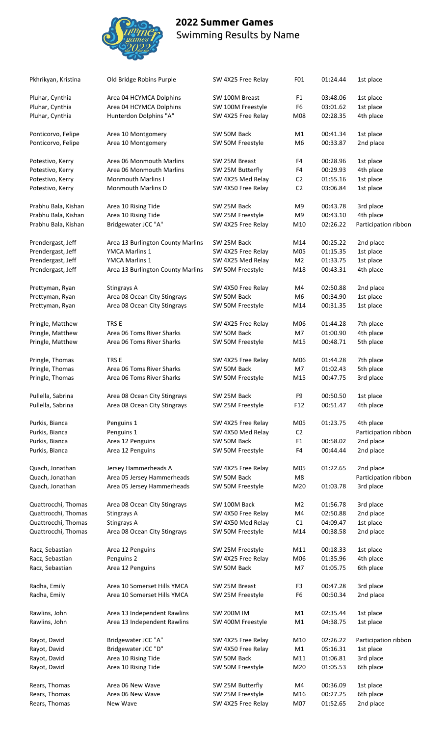# 2022 Summer Games

Swimming Results by Name

| Name | Team | Event | Division | Time | Place |
|---|---|---|---|---|---|
| Pkhrikyan, Kristina | Old Bridge Robins Purple | SW 4X25 Free Relay | F01 | 01:24.44 | 1st place |
| Pluhar, Cynthia | Area 04 HCYMCA Dolphins | SW 100M Breast | F1 | 03:48.06 | 1st place |
| Pluhar, Cynthia | Area 04 HCYMCA Dolphins | SW 100M Freestyle | F6 | 03:01.62 | 1st place |
| Pluhar, Cynthia | Hunterdon Dolphins "A" | SW 4X25 Free Relay | M08 | 02:28.35 | 4th place |
| Ponticorvo, Felipe | Area 10 Montgomery | SW 50M Back | M1 | 00:41.34 | 1st place |
| Ponticorvo, Felipe | Area 10 Montgomery | SW 50M Freestyle | M6 | 00:33.87 | 2nd place |
| Potestivo, Kerry | Area 06 Monmouth Marlins | SW 25M Breast | F4 | 00:28.96 | 1st place |
| Potestivo, Kerry | Area 06 Monmouth Marlins | SW 25M Butterfly | F4 | 00:29.93 | 4th place |
| Potestivo, Kerry | Monmouth Marlins I | SW 4X25 Med Relay | C2 | 01:55.16 | 1st place |
| Potestivo, Kerry | Monmouth Marlins D | SW 4X50 Free Relay | C2 | 03:06.84 | 1st place |
| Prabhu Bala, Kishan | Area 10 Rising Tide | SW 25M Back | M9 | 00:43.78 | 3rd place |
| Prabhu Bala, Kishan | Area 10 Rising Tide | SW 25M Freestyle | M9 | 00:43.10 | 4th place |
| Prabhu Bala, Kishan | Bridgewater JCC "A" | SW 4X25 Free Relay | M10 | 02:26.22 | Participation ribbon |
| Prendergast, Jeff | Area 13 Burlington County Marlins | SW 25M Back | M14 | 00:25.22 | 2nd place |
| Prendergast, Jeff | YMCA Marlins 1 | SW 4X25 Free Relay | M05 | 01:15.35 | 1st place |
| Prendergast, Jeff | YMCA Marlins 1 | SW 4X25 Med Relay | M2 | 01:33.75 | 1st place |
| Prendergast, Jeff | Area 13 Burlington County Marlins | SW 50M Freestyle | M18 | 00:43.31 | 4th place |
| Prettyman, Ryan | Stingrays A | SW 4X50 Free Relay | M4 | 02:50.88 | 2nd place |
| Prettyman, Ryan | Area 08 Ocean City Stingrays | SW 50M Back | M6 | 00:34.90 | 1st place |
| Prettyman, Ryan | Area 08 Ocean City Stingrays | SW 50M Freestyle | M14 | 00:31.35 | 1st place |
| Pringle, Matthew | TRS E | SW 4X25 Free Relay | M06 | 01:44.28 | 7th place |
| Pringle, Matthew | Area 06 Toms River Sharks | SW 50M Back | M7 | 01:00.90 | 4th place |
| Pringle, Matthew | Area 06 Toms River Sharks | SW 50M Freestyle | M15 | 00:48.71 | 5th place |
| Pringle, Thomas | TRS E | SW 4X25 Free Relay | M06 | 01:44.28 | 7th place |
| Pringle, Thomas | Area 06 Toms River Sharks | SW 50M Back | M7 | 01:02.43 | 5th place |
| Pringle, Thomas | Area 06 Toms River Sharks | SW 50M Freestyle | M15 | 00:47.75 | 3rd place |
| Pullella, Sabrina | Area 08 Ocean City Stingrays | SW 25M Back | F9 | 00:50.50 | 1st place |
| Pullella, Sabrina | Area 08 Ocean City Stingrays | SW 25M Freestyle | F12 | 00:51.47 | 4th place |
| Purkis, Bianca | Penguins 1 | SW 4X25 Free Relay | M05 | 01:23.75 | 4th place |
| Purkis, Bianca | Penguins 1 | SW 4X50 Med Relay | C2 | | Participation ribbon |
| Purkis, Bianca | Area 12 Penguins | SW 50M Back | F1 | 00:58.02 | 2nd place |
| Purkis, Bianca | Area 12 Penguins | SW 50M Freestyle | F4 | 00:44.44 | 2nd place |
| Quach, Jonathan | Jersey Hammerheads A | SW 4X25 Free Relay | M05 | 01:22.65 | 2nd place |
| Quach, Jonathan | Area 05 Jersey Hammerheads | SW 50M Back | M8 | | Participation ribbon |
| Quach, Jonathan | Area 05 Jersey Hammerheads | SW 50M Freestyle | M20 | 01:03.78 | 3rd place |
| Quattrocchi, Thomas | Area 08 Ocean City Stingrays | SW 100M Back | M2 | 01:56.78 | 3rd place |
| Quattrocchi, Thomas | Stingrays A | SW 4X50 Free Relay | M4 | 02:50.88 | 2nd place |
| Quattrocchi, Thomas | Stingrays A | SW 4X50 Med Relay | C1 | 04:09.47 | 1st place |
| Quattrocchi, Thomas | Area 08 Ocean City Stingrays | SW 50M Freestyle | M14 | 00:38.58 | 2nd place |
| Racz, Sebastian | Area 12 Penguins | SW 25M Freestyle | M11 | 00:18.33 | 1st place |
| Racz, Sebastian | Penguins 2 | SW 4X25 Free Relay | M06 | 01:35.96 | 4th place |
| Racz, Sebastian | Area 12 Penguins | SW 50M Back | M7 | 01:05.75 | 6th place |
| Radha, Emily | Area 10 Somerset Hills YMCA | SW 25M Breast | F3 | 00:47.28 | 3rd place |
| Radha, Emily | Area 10 Somerset Hills YMCA | SW 25M Freestyle | F6 | 00:50.34 | 2nd place |
| Rawlins, John | Area 13 Independent Rawlins | SW 200M IM | M1 | 02:35.44 | 1st place |
| Rawlins, John | Area 13 Independent Rawlins | SW 400M Freestyle | M1 | 04:38.75 | 1st place |
| Rayot, David | Bridgewater JCC "A" | SW 4X25 Free Relay | M10 | 02:26.22 | Participation ribbon |
| Rayot, David | Bridgewater JCC "D" | SW 4X50 Free Relay | M1 | 05:16.31 | 1st place |
| Rayot, David | Area 10 Rising Tide | SW 50M Back | M11 | 01:06.81 | 3rd place |
| Rayot, David | Area 10 Rising Tide | SW 50M Freestyle | M20 | 01:05.53 | 6th place |
| Rears, Thomas | Area 06 New Wave | SW 25M Butterfly | M4 | 00:36.09 | 1st place |
| Rears, Thomas | Area 06 New Wave | SW 25M Freestyle | M16 | 00:27.25 | 6th place |
| Rears, Thomas | New Wave | SW 4X25 Free Relay | M07 | 01:52.65 | 2nd place |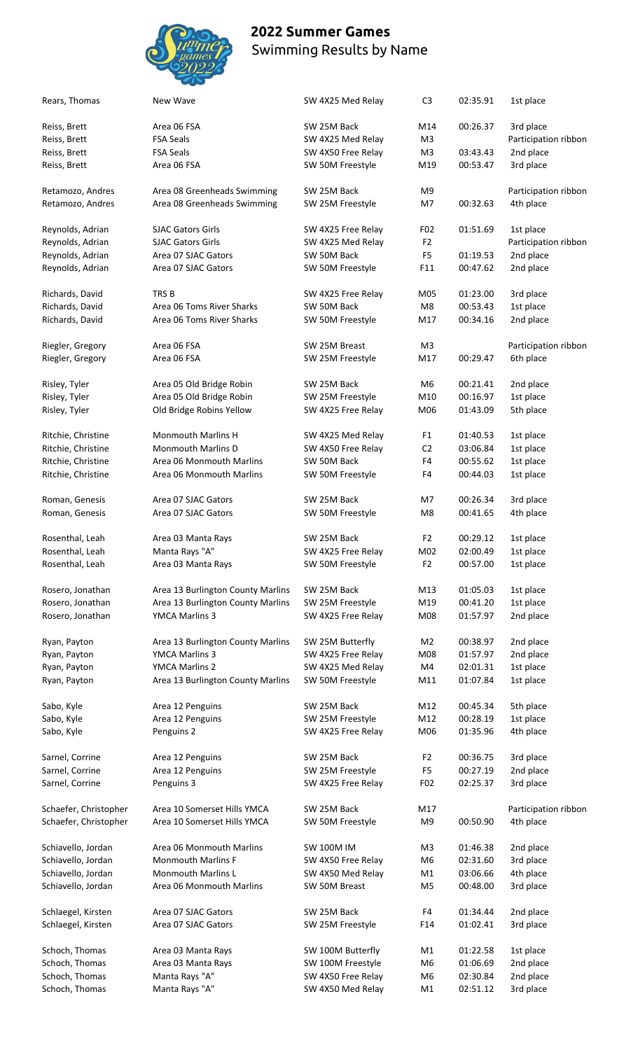# 2022 Summer Games

Swimming Results by Name

| Name | Team | Event | Division | Time | Place |
|---|---|---|---|---|---|
| Rears, Thomas | New Wave | SW 4X25 Med Relay | C3 | 02:35.91 | 1st place |
| Reiss, Brett | Area 06 FSA | SW 25M Back | M14 | 00:26.37 | 3rd place |
| Reiss, Brett | FSA Seals | SW 4X25 Med Relay | M3 | | Participation ribbon |
| Reiss, Brett | FSA Seals | SW 4X50 Free Relay | M3 | 03:43.43 | 2nd place |
| Reiss, Brett | Area 06 FSA | SW 50M Freestyle | M19 | 00:53.47 | 3rd place |
| Retamozo, Andres | Area 08 Greenheads Swimming | SW 25M Back | M9 | | Participation ribbon |
| Retamozo, Andres | Area 08 Greenheads Swimming | SW 25M Freestyle | M7 | 00:32.63 | 4th place |
| Reynolds, Adrian | SJAC Gators Girls | SW 4X25 Free Relay | F02 | 01:51.69 | 1st place |
| Reynolds, Adrian | SJAC Gators Girls | SW 4X25 Med Relay | F2 | | Participation ribbon |
| Reynolds, Adrian | Area 07 SJAC Gators | SW 50M Back | F5 | 01:19.53 | 2nd place |
| Reynolds, Adrian | Area 07 SJAC Gators | SW 50M Freestyle | F11 | 00:47.62 | 2nd place |
| Richards, David | TRS B | SW 4X25 Free Relay | M05 | 01:23.00 | 3rd place |
| Richards, David | Area 06 Toms River Sharks | SW 50M Back | M8 | 00:53.43 | 1st place |
| Richards, David | Area 06 Toms River Sharks | SW 50M Freestyle | M17 | 00:34.16 | 2nd place |
| Riegler, Gregory | Area 06 FSA | SW 25M Breast | M3 | | Participation ribbon |
| Riegler, Gregory | Area 06 FSA | SW 25M Freestyle | M17 | 00:29.47 | 6th place |
| Risley, Tyler | Area 05 Old Bridge Robin | SW 25M Back | M6 | 00:21.41 | 2nd place |
| Risley, Tyler | Area 05 Old Bridge Robin | SW 25M Freestyle | M10 | 00:16.97 | 1st place |
| Risley, Tyler | Old Bridge Robins Yellow | SW 4X25 Free Relay | M06 | 01:43.09 | 5th place |
| Ritchie, Christine | Monmouth Marlins H | SW 4X25 Med Relay | F1 | 01:40.53 | 1st place |
| Ritchie, Christine | Monmouth Marlins D | SW 4X50 Free Relay | C2 | 03:06.84 | 1st place |
| Ritchie, Christine | Area 06 Monmouth Marlins | SW 50M Back | F4 | 00:55.62 | 1st place |
| Ritchie, Christine | Area 06 Monmouth Marlins | SW 50M Freestyle | F4 | 00:44.03 | 1st place |
| Roman, Genesis | Area 07 SJAC Gators | SW 25M Back | M7 | 00:26.34 | 3rd place |
| Roman, Genesis | Area 07 SJAC Gators | SW 50M Freestyle | M8 | 00:41.65 | 4th place |
| Rosenthal, Leah | Area 03 Manta Rays | SW 25M Back | F2 | 00:29.12 | 1st place |
| Rosenthal, Leah | Manta Rays "A" | SW 4X25 Free Relay | M02 | 02:00.49 | 1st place |
| Rosenthal, Leah | Area 03 Manta Rays | SW 50M Freestyle | F2 | 00:57.00 | 1st place |
| Rosero, Jonathan | Area 13 Burlington County Marlins | SW 25M Back | M13 | 01:05.03 | 1st place |
| Rosero, Jonathan | Area 13 Burlington County Marlins | SW 25M Freestyle | M19 | 00:41.20 | 1st place |
| Rosero, Jonathan | YMCA Marlins 3 | SW 4X25 Free Relay | M08 | 01:57.97 | 2nd place |
| Ryan, Payton | Area 13 Burlington County Marlins | SW 25M Butterfly | M2 | 00:38.97 | 2nd place |
| Ryan, Payton | YMCA Marlins 3 | SW 4X25 Free Relay | M08 | 01:57.97 | 2nd place |
| Ryan, Payton | YMCA Marlins 2 | SW 4X25 Med Relay | M4 | 02:01.31 | 1st place |
| Ryan, Payton | Area 13 Burlington County Marlins | SW 50M Freestyle | M11 | 01:07.84 | 1st place |
| Sabo, Kyle | Area 12 Penguins | SW 25M Back | M12 | 00:45.34 | 5th place |
| Sabo, Kyle | Area 12 Penguins | SW 25M Freestyle | M12 | 00:28.19 | 1st place |
| Sabo, Kyle | Penguins 2 | SW 4X25 Free Relay | M06 | 01:35.96 | 4th place |
| Sarnel, Corrine | Area 12 Penguins | SW 25M Back | F2 | 00:36.75 | 3rd place |
| Sarnel, Corrine | Area 12 Penguins | SW 25M Freestyle | F5 | 00:27.19 | 2nd place |
| Sarnel, Corrine | Penguins 3 | SW 4X25 Free Relay | F02 | 02:25.37 | 3rd place |
| Schaefer, Christopher | Area 10 Somerset Hills YMCA | SW 25M Back | M17 | | Participation ribbon |
| Schaefer, Christopher | Area 10 Somerset Hills YMCA | SW 50M Freestyle | M9 | 00:50.90 | 4th place |
| Schiavello, Jordan | Area 06 Monmouth Marlins | SW 100M IM | M3 | 01:46.38 | 2nd place |
| Schiavello, Jordan | Monmouth Marlins F | SW 4X50 Free Relay | M6 | 02:31.60 | 3rd place |
| Schiavello, Jordan | Monmouth Marlins L | SW 4X50 Med Relay | M1 | 03:06.66 | 4th place |
| Schiavello, Jordan | Area 06 Monmouth Marlins | SW 50M Breast | M5 | 00:48.00 | 3rd place |
| Schlaegel, Kirsten | Area 07 SJAC Gators | SW 25M Back | F4 | 01:34.44 | 2nd place |
| Schlaegel, Kirsten | Area 07 SJAC Gators | SW 25M Freestyle | F14 | 01:02.41 | 3rd place |
| Schoch, Thomas | Area 03 Manta Rays | SW 100M Butterfly | M1 | 01:22.58 | 1st place |
| Schoch, Thomas | Area 03 Manta Rays | SW 100M Freestyle | M6 | 01:06.69 | 2nd place |
| Schoch, Thomas | Manta Rays "A" | SW 4X50 Free Relay | M6 | 02:30.84 | 2nd place |
| Schoch, Thomas | Manta Rays "A" | SW 4X50 Med Relay | M1 | 02:51.12 | 3rd place |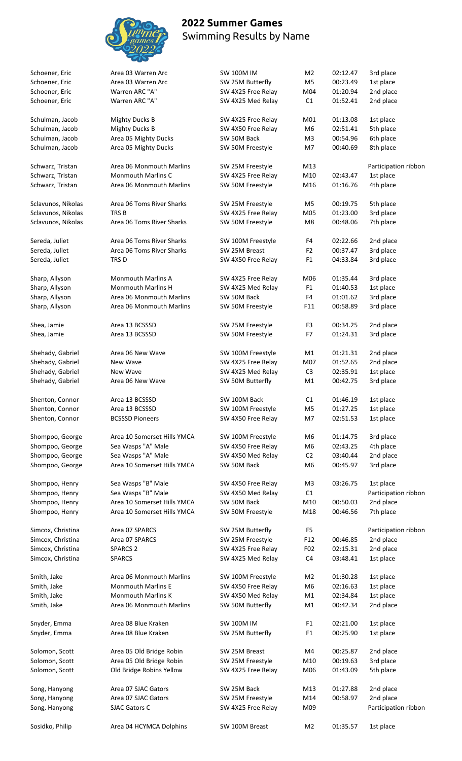# 2022 Summer Games

Swimming Results by Name

| Name | Team | Event | Division | Time | Place |
|---|---|---|---|---|---|
| Schoener, Eric | Area 03 Warren Arc | SW 100M IM | M2 | 02:12.47 | 3rd place |
| Schoener, Eric | Area 03 Warren Arc | SW 25M Butterfly | M5 | 00:23.49 | 1st place |
| Schoener, Eric | Warren ARC "A" | SW 4X25 Free Relay | M04 | 01:20.94 | 2nd place |
| Schoener, Eric | Warren ARC "A" | SW 4X25 Med Relay | C1 | 01:52.41 | 2nd place |
| Schulman, Jacob | Mighty Ducks B | SW 4X25 Free Relay | M01 | 01:13.08 | 1st place |
| Schulman, Jacob | Mighty Ducks B | SW 4X50 Free Relay | M6 | 02:51.41 | 5th place |
| Schulman, Jacob | Area 05 Mighty Ducks | SW 50M Back | M3 | 00:54.96 | 6th place |
| Schulman, Jacob | Area 05 Mighty Ducks | SW 50M Freestyle | M7 | 00:40.69 | 8th place |
| Schwarz, Tristan | Area 06 Monmouth Marlins | SW 25M Freestyle | M13 | | Participation ribbon |
| Schwarz, Tristan | Monmouth Marlins C | SW 4X25 Free Relay | M10 | 02:43.47 | 1st place |
| Schwarz, Tristan | Area 06 Monmouth Marlins | SW 50M Freestyle | M16 | 01:16.76 | 4th place |
| Sclavunos, Nikolas | Area 06 Toms River Sharks | SW 25M Freestyle | M5 | 00:19.75 | 5th place |
| Sclavunos, Nikolas | TRS B | SW 4X25 Free Relay | M05 | 01:23.00 | 3rd place |
| Sclavunos, Nikolas | Area 06 Toms River Sharks | SW 50M Freestyle | M8 | 00:48.06 | 7th place |
| Sereda, Juliet | Area 06 Toms River Sharks | SW 100M Freestyle | F4 | 02:22.66 | 2nd place |
| Sereda, Juliet | Area 06 Toms River Sharks | SW 25M Breast | F2 | 00:37.47 | 3rd place |
| Sereda, Juliet | TRS D | SW 4X50 Free Relay | F1 | 04:33.84 | 3rd place |
| Sharp, Allyson | Monmouth Marlins A | SW 4X25 Free Relay | M06 | 01:35.44 | 3rd place |
| Sharp, Allyson | Monmouth Marlins H | SW 4X25 Med Relay | F1 | 01:40.53 | 1st place |
| Sharp, Allyson | Area 06 Monmouth Marlins | SW 50M Back | F4 | 01:01.62 | 3rd place |
| Sharp, Allyson | Area 06 Monmouth Marlins | SW 50M Freestyle | F11 | 00:58.89 | 3rd place |
| Shea, Jamie | Area 13 BCSSSD | SW 25M Freestyle | F3 | 00:34.25 | 2nd place |
| Shea, Jamie | Area 13 BCSSSD | SW 50M Freestyle | F7 | 01:24.31 | 3rd place |
| Shehady, Gabriel | Area 06 New Wave | SW 100M Freestyle | M1 | 01:21.31 | 2nd place |
| Shehady, Gabriel | New Wave | SW 4X25 Free Relay | M07 | 01:52.65 | 2nd place |
| Shehady, Gabriel | New Wave | SW 4X25 Med Relay | C3 | 02:35.91 | 1st place |
| Shehady, Gabriel | Area 06 New Wave | SW 50M Butterfly | M1 | 00:42.75 | 3rd place |
| Shenton, Connor | Area 13 BCSSSD | SW 100M Back | C1 | 01:46.19 | 1st place |
| Shenton, Connor | Area 13 BCSSSD | SW 100M Freestyle | M5 | 01:27.25 | 1st place |
| Shenton, Connor | BCSSSD Pioneers | SW 4X50 Free Relay | M7 | 02:51.53 | 1st place |
| Shompoo, George | Area 10 Somerset Hills YMCA | SW 100M Freestyle | M6 | 01:14.75 | 3rd place |
| Shompoo, George | Sea Wasps "A" Male | SW 4X50 Free Relay | M6 | 02:43.25 | 4th place |
| Shompoo, George | Sea Wasps "A" Male | SW 4X50 Med Relay | C2 | 03:40.44 | 2nd place |
| Shompoo, George | Area 10 Somerset Hills YMCA | SW 50M Back | M6 | 00:45.97 | 3rd place |
| Shompoo, Henry | Sea Wasps "B" Male | SW 4X50 Free Relay | M3 | 03:26.75 | 1st place |
| Shompoo, Henry | Sea Wasps "B" Male | SW 4X50 Med Relay | C1 | | Participation ribbon |
| Shompoo, Henry | Area 10 Somerset Hills YMCA | SW 50M Back | M10 | 00:50.03 | 2nd place |
| Shompoo, Henry | Area 10 Somerset Hills YMCA | SW 50M Freestyle | M18 | 00:46.56 | 7th place |
| Simcox, Christina | Area 07 SPARCS | SW 25M Butterfly | F5 | | Participation ribbon |
| Simcox, Christina | Area 07 SPARCS | SW 25M Freestyle | F12 | 00:46.85 | 2nd place |
| Simcox, Christina | SPARCS 2 | SW 4X25 Free Relay | F02 | 02:15.31 | 2nd place |
| Simcox, Christina | SPARCS | SW 4X25 Med Relay | C4 | 03:48.41 | 1st place |
| Smith, Jake | Area 06 Monmouth Marlins | SW 100M Freestyle | M2 | 01:30.28 | 1st place |
| Smith, Jake | Monmouth Marlins E | SW 4X50 Free Relay | M6 | 02:16.63 | 1st place |
| Smith, Jake | Monmouth Marlins K | SW 4X50 Med Relay | M1 | 02:34.84 | 1st place |
| Smith, Jake | Area 06 Monmouth Marlins | SW 50M Butterfly | M1 | 00:42.34 | 2nd place |
| Snyder, Emma | Area 08 Blue Kraken | SW 100M IM | F1 | 02:21.00 | 1st place |
| Snyder, Emma | Area 08 Blue Kraken | SW 25M Butterfly | F1 | 00:25.90 | 1st place |
| Solomon, Scott | Area 05 Old Bridge Robin | SW 25M Breast | M4 | 00:25.87 | 2nd place |
| Solomon, Scott | Area 05 Old Bridge Robin | SW 25M Freestyle | M10 | 00:19.63 | 3rd place |
| Solomon, Scott | Old Bridge Robins Yellow | SW 4X25 Free Relay | M06 | 01:43.09 | 5th place |
| Song, Hanyong | Area 07 SJAC Gators | SW 25M Back | M13 | 01:27.88 | 2nd place |
| Song, Hanyong | Area 07 SJAC Gators | SW 25M Freestyle | M14 | 00:58.97 | 2nd place |
| Song, Hanyong | SJAC Gators C | SW 4X25 Free Relay | M09 | | Participation ribbon |
| Sosidko, Philip | Area 04 HCYMCA Dolphins | SW 100M Breast | M2 | 01:35.57 | 1st place |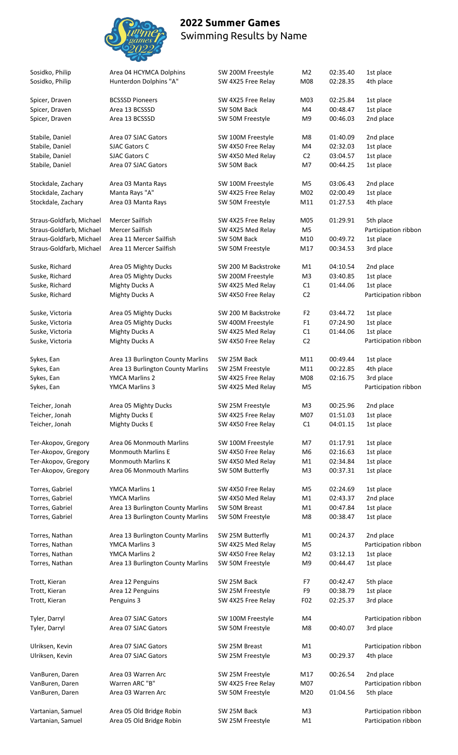## 2022 Summer Games
Swimming Results by Name

| Name | Team | Event | Heat | Time | Place |
|---|---|---|---|---|---|
| Sosidko, Philip | Area 04 HCYMCA Dolphins | SW 200M Freestyle | M2 | 02:35.40 | 1st place |
| Sosidko, Philip | Hunterdon Dolphins "A" | SW 4X25 Free Relay | M08 | 02:28.35 | 4th place |
| Spicer, Draven | BCSSSD Pioneers | SW 4X25 Free Relay | M03 | 02:25.84 | 1st place |
| Spicer, Draven | Area 13 BCSSSD | SW 50M Back | M4 | 00:48.47 | 1st place |
| Spicer, Draven | Area 13 BCSSSD | SW 50M Freestyle | M9 | 00:46.03 | 2nd place |
| Stabile, Daniel | Area 07 SJAC Gators | SW 100M Freestyle | M8 | 01:40.09 | 2nd place |
| Stabile, Daniel | SJAC Gators C | SW 4X50 Free Relay | M4 | 02:32.03 | 1st place |
| Stabile, Daniel | SJAC Gators C | SW 4X50 Med Relay | C2 | 03:04.57 | 1st place |
| Stabile, Daniel | Area 07 SJAC Gators | SW 50M Back | M7 | 00:44.25 | 1st place |
| Stockdale, Zachary | Area 03 Manta Rays | SW 100M Freestyle | M5 | 03:06.43 | 2nd place |
| Stockdale, Zachary | Manta Rays "A" | SW 4X25 Free Relay | M02 | 02:00.49 | 1st place |
| Stockdale, Zachary | Area 03 Manta Rays | SW 50M Freestyle | M11 | 01:27.53 | 4th place |
| Straus-Goldfarb, Michael | Mercer Sailfish | SW 4X25 Free Relay | M05 | 01:29.91 | 5th place |
| Straus-Goldfarb, Michael | Mercer Sailfish | SW 4X25 Med Relay | M5 | | Participation ribbon |
| Straus-Goldfarb, Michael | Area 11 Mercer Sailfish | SW 50M Back | M10 | 00:49.72 | 1st place |
| Straus-Goldfarb, Michael | Area 11 Mercer Sailfish | SW 50M Freestyle | M17 | 00:34.53 | 3rd place |
| Suske, Richard | Area 05 Mighty Ducks | SW 200 M Backstroke | M1 | 04:10.54 | 2nd place |
| Suske, Richard | Area 05 Mighty Ducks | SW 200M Freestyle | M3 | 03:40.85 | 1st place |
| Suske, Richard | Mighty Ducks A | SW 4X25 Med Relay | C1 | 01:44.06 | 1st place |
| Suske, Richard | Mighty Ducks A | SW 4X50 Free Relay | C2 | | Participation ribbon |
| Suske, Victoria | Area 05 Mighty Ducks | SW 200 M Backstroke | F2 | 03:44.72 | 1st place |
| Suske, Victoria | Area 05 Mighty Ducks | SW 400M Freestyle | F1 | 07:24.90 | 1st place |
| Suske, Victoria | Mighty Ducks A | SW 4X25 Med Relay | C1 | 01:44.06 | 1st place |
| Suske, Victoria | Mighty Ducks A | SW 4X50 Free Relay | C2 | | Participation ribbon |
| Sykes, Ean | Area 13 Burlington County Marlins | SW 25M Back | M11 | 00:49.44 | 1st place |
| Sykes, Ean | Area 13 Burlington County Marlins | SW 25M Freestyle | M11 | 00:22.85 | 4th place |
| Sykes, Ean | YMCA Marlins 2 | SW 4X25 Free Relay | M08 | 02:16.75 | 3rd place |
| Sykes, Ean | YMCA Marlins 3 | SW 4X25 Med Relay | M5 | | Participation ribbon |
| Teicher, Jonah | Area 05 Mighty Ducks | SW 25M Freestyle | M3 | 00:25.96 | 2nd place |
| Teicher, Jonah | Mighty Ducks E | SW 4X25 Free Relay | M07 | 01:51.03 | 1st place |
| Teicher, Jonah | Mighty Ducks E | SW 4X50 Free Relay | C1 | 04:01.15 | 1st place |
| Ter-Akopov, Gregory | Area 06 Monmouth Marlins | SW 100M Freestyle | M7 | 01:17.91 | 1st place |
| Ter-Akopov, Gregory | Monmouth Marlins E | SW 4X50 Free Relay | M6 | 02:16.63 | 1st place |
| Ter-Akopov, Gregory | Monmouth Marlins K | SW 4X50 Med Relay | M1 | 02:34.84 | 1st place |
| Ter-Akopov, Gregory | Area 06 Monmouth Marlins | SW 50M Butterfly | M3 | 00:37.31 | 1st place |
| Torres, Gabriel | YMCA Marlins 1 | SW 4X50 Free Relay | M5 | 02:24.69 | 1st place |
| Torres, Gabriel | YMCA Marlins | SW 4X50 Med Relay | M1 | 02:43.37 | 2nd place |
| Torres, Gabriel | Area 13 Burlington County Marlins | SW 50M Breast | M1 | 00:47.84 | 1st place |
| Torres, Gabriel | Area 13 Burlington County Marlins | SW 50M Freestyle | M8 | 00:38.47 | 1st place |
| Torres, Nathan | Area 13 Burlington County Marlins | SW 25M Butterfly | M1 | 00:24.37 | 2nd place |
| Torres, Nathan | YMCA Marlins 3 | SW 4X25 Med Relay | M5 | | Participation ribbon |
| Torres, Nathan | YMCA Marlins 2 | SW 4X50 Free Relay | M2 | 03:12.13 | 1st place |
| Torres, Nathan | Area 13 Burlington County Marlins | SW 50M Freestyle | M9 | 00:44.47 | 1st place |
| Trott, Kieran | Area 12 Penguins | SW 25M Back | F7 | 00:42.47 | 5th place |
| Trott, Kieran | Area 12 Penguins | SW 25M Freestyle | F9 | 00:38.79 | 1st place |
| Trott, Kieran | Penguins 3 | SW 4X25 Free Relay | F02 | 02:25.37 | 3rd place |
| Tyler, Darryl | Area 07 SJAC Gators | SW 100M Freestyle | M4 | | Participation ribbon |
| Tyler, Darryl | Area 07 SJAC Gators | SW 50M Freestyle | M8 | 00:40.07 | 3rd place |
| Ulriksen, Kevin | Area 07 SJAC Gators | SW 25M Breast | M1 | | Participation ribbon |
| Ulriksen, Kevin | Area 07 SJAC Gators | SW 25M Freestyle | M3 | 00:29.37 | 4th place |
| VanBuren, Daren | Area 03 Warren Arc | SW 25M Freestyle | M17 | 00:26.54 | 2nd place |
| VanBuren, Daren | Warren ARC "B" | SW 4X25 Free Relay | M07 | | Participation ribbon |
| VanBuren, Daren | Area 03 Warren Arc | SW 50M Freestyle | M20 | 01:04.56 | 5th place |
| Vartanian, Samuel | Area 05 Old Bridge Robin | SW 25M Back | M3 | | Participation ribbon |
| Vartanian, Samuel | Area 05 Old Bridge Robin | SW 25M Freestyle | M1 | | Participation ribbon |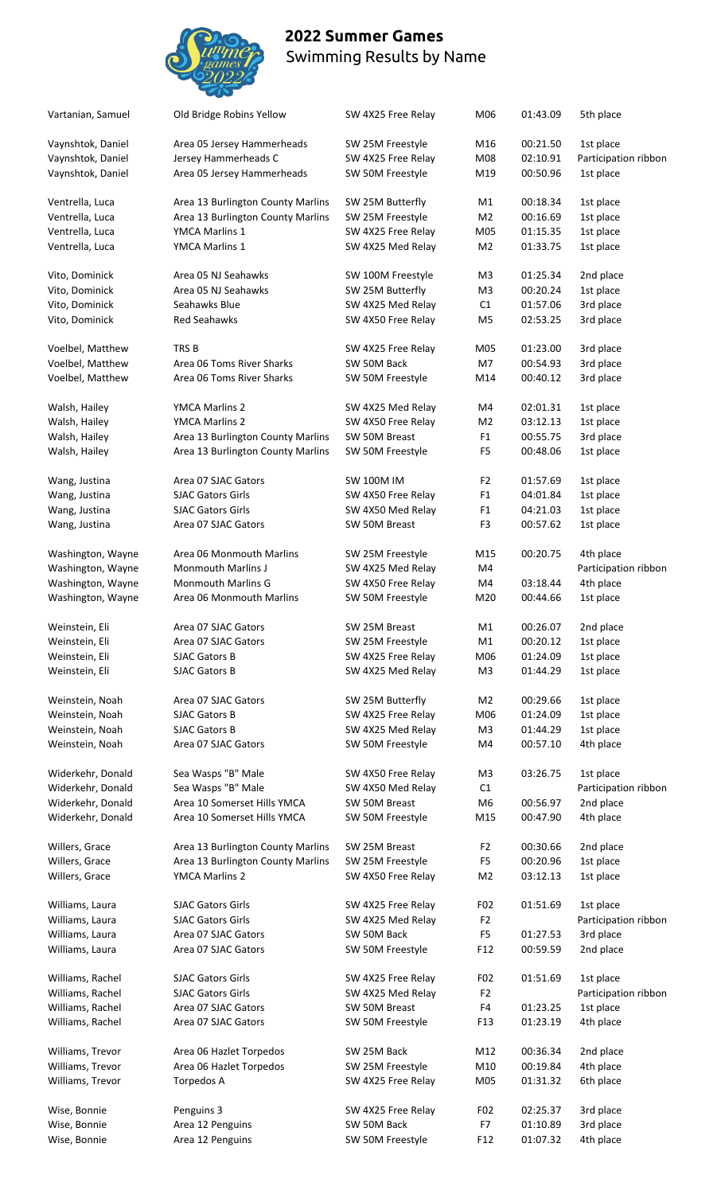# 2022 Summer Games

Swimming Results by Name

| Name | Team | Event | Heat | Time | Place |
|---|---|---|---|---|---|
| Vartanian, Samuel | Old Bridge Robins Yellow | SW 4X25 Free Relay | M06 | 01:43.09 | 5th place |
| Vaynshtok, Daniel | Area 05 Jersey Hammerheads | SW 25M Freestyle | M16 | 00:21.50 | 1st place |
| Vaynshtok, Daniel | Jersey Hammerheads C | SW 4X25 Free Relay | M08 | 02:10.91 | Participation ribbon |
| Vaynshtok, Daniel | Area 05 Jersey Hammerheads | SW 50M Freestyle | M19 | 00:50.96 | 1st place |
| Ventrella, Luca | Area 13 Burlington County Marlins | SW 25M Butterfly | M1 | 00:18.34 | 1st place |
| Ventrella, Luca | Area 13 Burlington County Marlins | SW 25M Freestyle | M2 | 00:16.69 | 1st place |
| Ventrella, Luca | YMCA Marlins 1 | SW 4X25 Free Relay | M05 | 01:15.35 | 1st place |
| Ventrella, Luca | YMCA Marlins 1 | SW 4X25 Med Relay | M2 | 01:33.75 | 1st place |
| Vito, Dominick | Area 05 NJ Seahawks | SW 100M Freestyle | M3 | 01:25.34 | 2nd place |
| Vito, Dominick | Area 05 NJ Seahawks | SW 25M Butterfly | M3 | 00:20.24 | 1st place |
| Vito, Dominick | Seahawks Blue | SW 4X25 Med Relay | C1 | 01:57.06 | 3rd place |
| Vito, Dominick | Red Seahawks | SW 4X50 Free Relay | M5 | 02:53.25 | 3rd place |
| Voelbel, Matthew | TRS B | SW 4X25 Free Relay | M05 | 01:23.00 | 3rd place |
| Voelbel, Matthew | Area 06 Toms River Sharks | SW 50M Back | M7 | 00:54.93 | 3rd place |
| Voelbel, Matthew | Area 06 Toms River Sharks | SW 50M Freestyle | M14 | 00:40.12 | 3rd place |
| Walsh, Hailey | YMCA Marlins 2 | SW 4X25 Med Relay | M4 | 02:01.31 | 1st place |
| Walsh, Hailey | YMCA Marlins 2 | SW 4X50 Free Relay | M2 | 03:12.13 | 1st place |
| Walsh, Hailey | Area 13 Burlington County Marlins | SW 50M Breast | F1 | 00:55.75 | 3rd place |
| Walsh, Hailey | Area 13 Burlington County Marlins | SW 50M Freestyle | F5 | 00:48.06 | 1st place |
| Wang, Justina | Area 07 SJAC Gators | SW 100M IM | F2 | 01:57.69 | 1st place |
| Wang, Justina | SJAC Gators Girls | SW 4X50 Free Relay | F1 | 04:01.84 | 1st place |
| Wang, Justina | SJAC Gators Girls | SW 4X50 Med Relay | F1 | 04:21.03 | 1st place |
| Wang, Justina | Area 07 SJAC Gators | SW 50M Breast | F3 | 00:57.62 | 1st place |
| Washington, Wayne | Area 06 Monmouth Marlins | SW 25M Freestyle | M15 | 00:20.75 | 4th place |
| Washington, Wayne | Monmouth Marlins J | SW 4X25 Med Relay | M4 | | Participation ribbon |
| Washington, Wayne | Monmouth Marlins G | SW 4X50 Free Relay | M4 | 03:18.44 | 4th place |
| Washington, Wayne | Area 06 Monmouth Marlins | SW 50M Freestyle | M20 | 00:44.66 | 1st place |
| Weinstein, Eli | Area 07 SJAC Gators | SW 25M Breast | M1 | 00:26.07 | 2nd place |
| Weinstein, Eli | Area 07 SJAC Gators | SW 25M Freestyle | M1 | 00:20.12 | 1st place |
| Weinstein, Eli | SJAC Gators B | SW 4X25 Free Relay | M06 | 01:24.09 | 1st place |
| Weinstein, Eli | SJAC Gators B | SW 4X25 Med Relay | M3 | 01:44.29 | 1st place |
| Weinstein, Noah | Area 07 SJAC Gators | SW 25M Butterfly | M2 | 00:29.66 | 1st place |
| Weinstein, Noah | SJAC Gators B | SW 4X25 Free Relay | M06 | 01:24.09 | 1st place |
| Weinstein, Noah | SJAC Gators B | SW 4X25 Med Relay | M3 | 01:44.29 | 1st place |
| Weinstein, Noah | Area 07 SJAC Gators | SW 50M Freestyle | M4 | 00:57.10 | 4th place |
| Widerkehr, Donald | Sea Wasps "B" Male | SW 4X50 Free Relay | M3 | 03:26.75 | 1st place |
| Widerkehr, Donald | Sea Wasps "B" Male | SW 4X50 Med Relay | C1 | | Participation ribbon |
| Widerkehr, Donald | Area 10 Somerset Hills YMCA | SW 50M Breast | M6 | 00:56.97 | 2nd place |
| Widerkehr, Donald | Area 10 Somerset Hills YMCA | SW 50M Freestyle | M15 | 00:47.90 | 4th place |
| Willers, Grace | Area 13 Burlington County Marlins | SW 25M Breast | F2 | 00:30.66 | 2nd place |
| Willers, Grace | Area 13 Burlington County Marlins | SW 25M Freestyle | F5 | 00:20.96 | 1st place |
| Willers, Grace | YMCA Marlins 2 | SW 4X50 Free Relay | M2 | 03:12.13 | 1st place |
| Williams, Laura | SJAC Gators Girls | SW 4X25 Free Relay | F02 | 01:51.69 | 1st place |
| Williams, Laura | SJAC Gators Girls | SW 4X25 Med Relay | F2 | | Participation ribbon |
| Williams, Laura | Area 07 SJAC Gators | SW 50M Back | F5 | 01:27.53 | 3rd place |
| Williams, Laura | Area 07 SJAC Gators | SW 50M Freestyle | F12 | 00:59.59 | 2nd place |
| Williams, Rachel | SJAC Gators Girls | SW 4X25 Free Relay | F02 | 01:51.69 | 1st place |
| Williams, Rachel | SJAC Gators Girls | SW 4X25 Med Relay | F2 | | Participation ribbon |
| Williams, Rachel | Area 07 SJAC Gators | SW 50M Breast | F4 | 01:23.25 | 1st place |
| Williams, Rachel | Area 07 SJAC Gators | SW 50M Freestyle | F13 | 01:23.19 | 4th place |
| Williams, Trevor | Area 06 Hazlet Torpedos | SW 25M Back | M12 | 00:36.34 | 2nd place |
| Williams, Trevor | Area 06 Hazlet Torpedos | SW 25M Freestyle | M10 | 00:19.84 | 4th place |
| Williams, Trevor | Torpedos A | SW 4X25 Free Relay | M05 | 01:31.32 | 6th place |
| Wise, Bonnie | Penguins 3 | SW 4X25 Free Relay | F02 | 02:25.37 | 3rd place |
| Wise, Bonnie | Area 12 Penguins | SW 50M Back | F7 | 01:10.89 | 3rd place |
| Wise, Bonnie | Area 12 Penguins | SW 50M Freestyle | F12 | 01:07.32 | 4th place |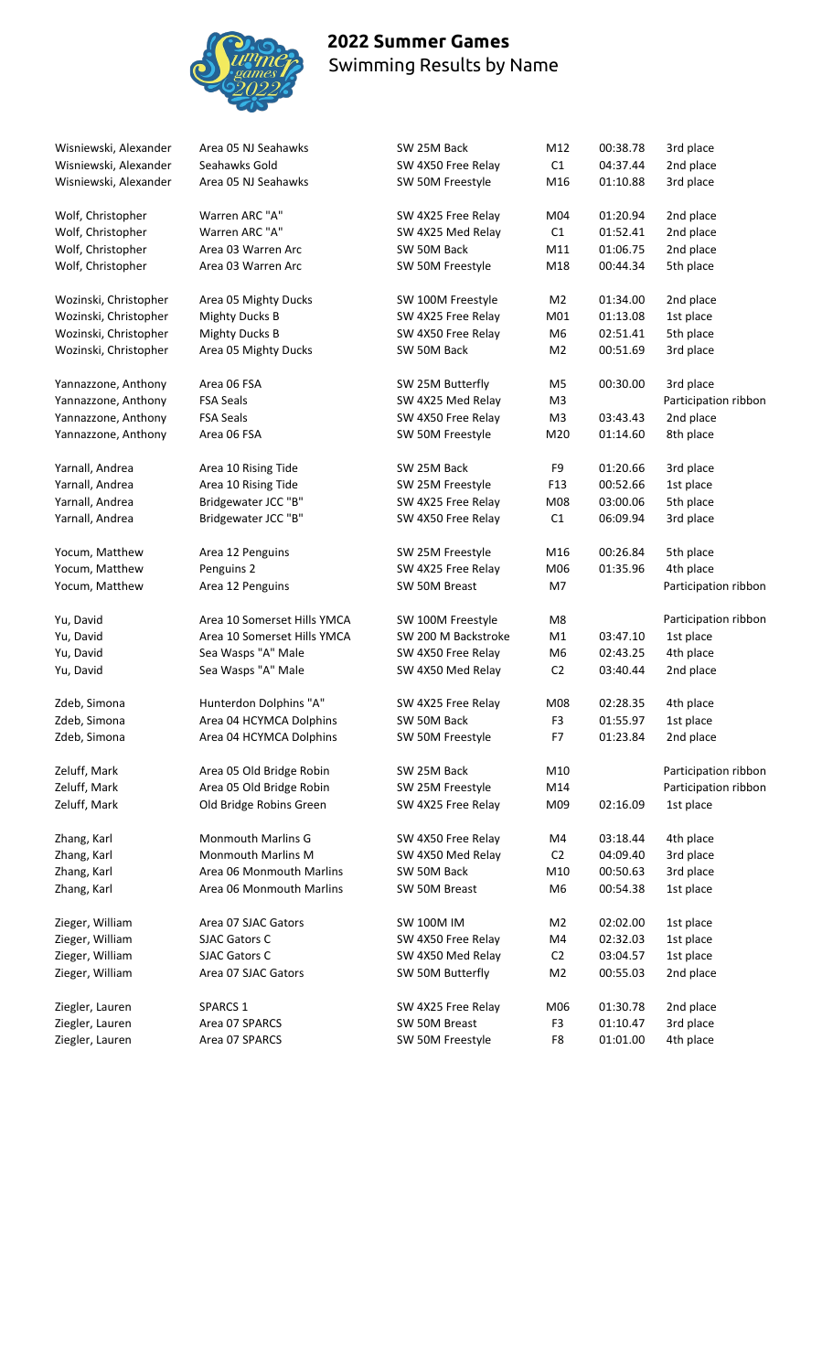## 2022 Summer Games
Swimming Results by Name

| | | | | | |
|---|---|---|---|---|---|
| Wisniewski, Alexander | Area 05 NJ Seahawks | SW 25M Back | M12 | 00:38.78 | 3rd place |
| Wisniewski, Alexander | Seahawks Gold | SW 4X50 Free Relay | C1 | 04:37.44 | 2nd place |
| Wisniewski, Alexander | Area 05 NJ Seahawks | SW 50M Freestyle | M16 | 01:10.88 | 3rd place |
| Wolf, Christopher | Warren ARC "A" | SW 4X25 Free Relay | M04 | 01:20.94 | 2nd place |
| Wolf, Christopher | Warren ARC "A" | SW 4X25 Med Relay | C1 | 01:52.41 | 2nd place |
| Wolf, Christopher | Area 03 Warren Arc | SW 50M Back | M11 | 01:06.75 | 2nd place |
| Wolf, Christopher | Area 03 Warren Arc | SW 50M Freestyle | M18 | 00:44.34 | 5th place |
| Wozinski, Christopher | Area 05 Mighty Ducks | SW 100M Freestyle | M2 | 01:34.00 | 2nd place |
| Wozinski, Christopher | Mighty Ducks B | SW 4X25 Free Relay | M01 | 01:13.08 | 1st place |
| Wozinski, Christopher | Mighty Ducks B | SW 4X50 Free Relay | M6 | 02:51.41 | 5th place |
| Wozinski, Christopher | Area 05 Mighty Ducks | SW 50M Back | M2 | 00:51.69 | 3rd place |
| Yannazzone, Anthony | Area 06 FSA | SW 25M Butterfly | M5 | 00:30.00 | 3rd place |
| Yannazzone, Anthony | FSA Seals | SW 4X25 Med Relay | M3 | | Participation ribbon |
| Yannazzone, Anthony | FSA Seals | SW 4X50 Free Relay | M3 | 03:43.43 | 2nd place |
| Yannazzone, Anthony | Area 06 FSA | SW 50M Freestyle | M20 | 01:14.60 | 8th place |
| Yarnall, Andrea | Area 10 Rising Tide | SW 25M Back | F9 | 01:20.66 | 3rd place |
| Yarnall, Andrea | Area 10 Rising Tide | SW 25M Freestyle | F13 | 00:52.66 | 1st place |
| Yarnall, Andrea | Bridgewater JCC "B" | SW 4X25 Free Relay | M08 | 03:00.06 | 5th place |
| Yarnall, Andrea | Bridgewater JCC "B" | SW 4X50 Free Relay | C1 | 06:09.94 | 3rd place |
| Yocum, Matthew | Area 12 Penguins | SW 25M Freestyle | M16 | 00:26.84 | 5th place |
| Yocum, Matthew | Penguins 2 | SW 4X25 Free Relay | M06 | 01:35.96 | 4th place |
| Yocum, Matthew | Area 12 Penguins | SW 50M Breast | M7 | | Participation ribbon |
| Yu, David | Area 10 Somerset Hills YMCA | SW 100M Freestyle | M8 | | Participation ribbon |
| Yu, David | Area 10 Somerset Hills YMCA | SW 200 M Backstroke | M1 | 03:47.10 | 1st place |
| Yu, David | Sea Wasps "A" Male | SW 4X50 Free Relay | M6 | 02:43.25 | 4th place |
| Yu, David | Sea Wasps "A" Male | SW 4X50 Med Relay | C2 | 03:40.44 | 2nd place |
| Zdeb, Simona | Hunterdon Dolphins "A" | SW 4X25 Free Relay | M08 | 02:28.35 | 4th place |
| Zdeb, Simona | Area 04 HCYMCA Dolphins | SW 50M Back | F3 | 01:55.97 | 1st place |
| Zdeb, Simona | Area 04 HCYMCA Dolphins | SW 50M Freestyle | F7 | 01:23.84 | 2nd place |
| Zeluff, Mark | Area 05 Old Bridge Robin | SW 25M Back | M10 | | Participation ribbon |
| Zeluff, Mark | Area 05 Old Bridge Robin | SW 25M Freestyle | M14 | | Participation ribbon |
| Zeluff, Mark | Old Bridge Robins Green | SW 4X25 Free Relay | M09 | 02:16.09 | 1st place |
| Zhang, Karl | Monmouth Marlins G | SW 4X50 Free Relay | M4 | 03:18.44 | 4th place |
| Zhang, Karl | Monmouth Marlins M | SW 4X50 Med Relay | C2 | 04:09.40 | 3rd place |
| Zhang, Karl | Area 06 Monmouth Marlins | SW 50M Back | M10 | 00:50.63 | 3rd place |
| Zhang, Karl | Area 06 Monmouth Marlins | SW 50M Breast | M6 | 00:54.38 | 1st place |
| Zieger, William | Area 07 SJAC Gators | SW 100M IM | M2 | 02:02.00 | 1st place |
| Zieger, William | SJAC Gators C | SW 4X50 Free Relay | M4 | 02:32.03 | 1st place |
| Zieger, William | SJAC Gators C | SW 4X50 Med Relay | C2 | 03:04.57 | 1st place |
| Zieger, William | Area 07 SJAC Gators | SW 50M Butterfly | M2 | 00:55.03 | 2nd place |
| Ziegler, Lauren | SPARCS 1 | SW 4X25 Free Relay | M06 | 01:30.78 | 2nd place |
| Ziegler, Lauren | Area 07 SPARCS | SW 50M Breast | F3 | 01:10.47 | 3rd place |
| Ziegler, Lauren | Area 07 SPARCS | SW 50M Freestyle | F8 | 01:01.00 | 4th place |